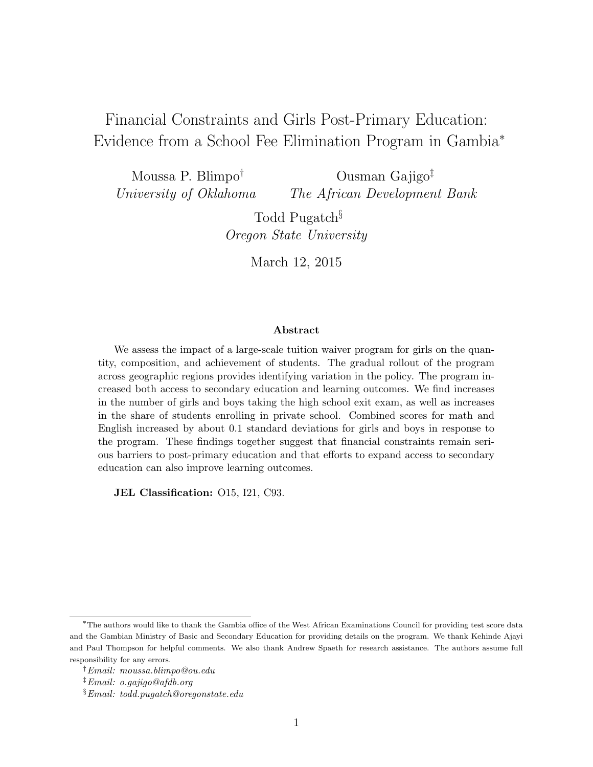# Financial Constraints and Girls Post-Primary Education: Evidence from a School Fee Elimination Program in Gambia[*]

Moussa P. Blimpo[†]
*University of Oklahoma*

Ousman Gajigo[‡]
*The African Development Bank*

Todd Pugatch[§]
*Oregon State University*

March 12, 2015

### Abstract

We assess the impact of a large-scale tuition waiver program for girls on the quantity, composition, and achievement of students. The gradual rollout of the program across geographic regions provides identifying variation in the policy. The program increased both access to secondary education and learning outcomes. We find increases in the number of girls and boys taking the high school exit exam, as well as increases in the share of students enrolling in private school. Combined scores for math and English increased by about 0.1 standard deviations for girls and boys in response to the program. These findings together suggest that financial constraints remain serious barriers to post-primary education and that efforts to expand access to secondary education can also improve learning outcomes.

**JEL Classification:** O15, I21, C93.

---

[*] The authors would like to thank the Gambia office of the West African Examinations Council for providing test score data and the Gambian Ministry of Basic and Secondary Education for providing details on the program. We thank Kehinde Ajayi and Paul Thompson for helpful comments. We also thank Andrew Spaeth for research assistance. The authors assume full responsibility for any errors.

[†] *Email: moussa.blimpo@ou.edu*

[‡] *Email: o.gajigo@afdb.org*

[§] *Email: todd.pugatch@oregonstate.edu*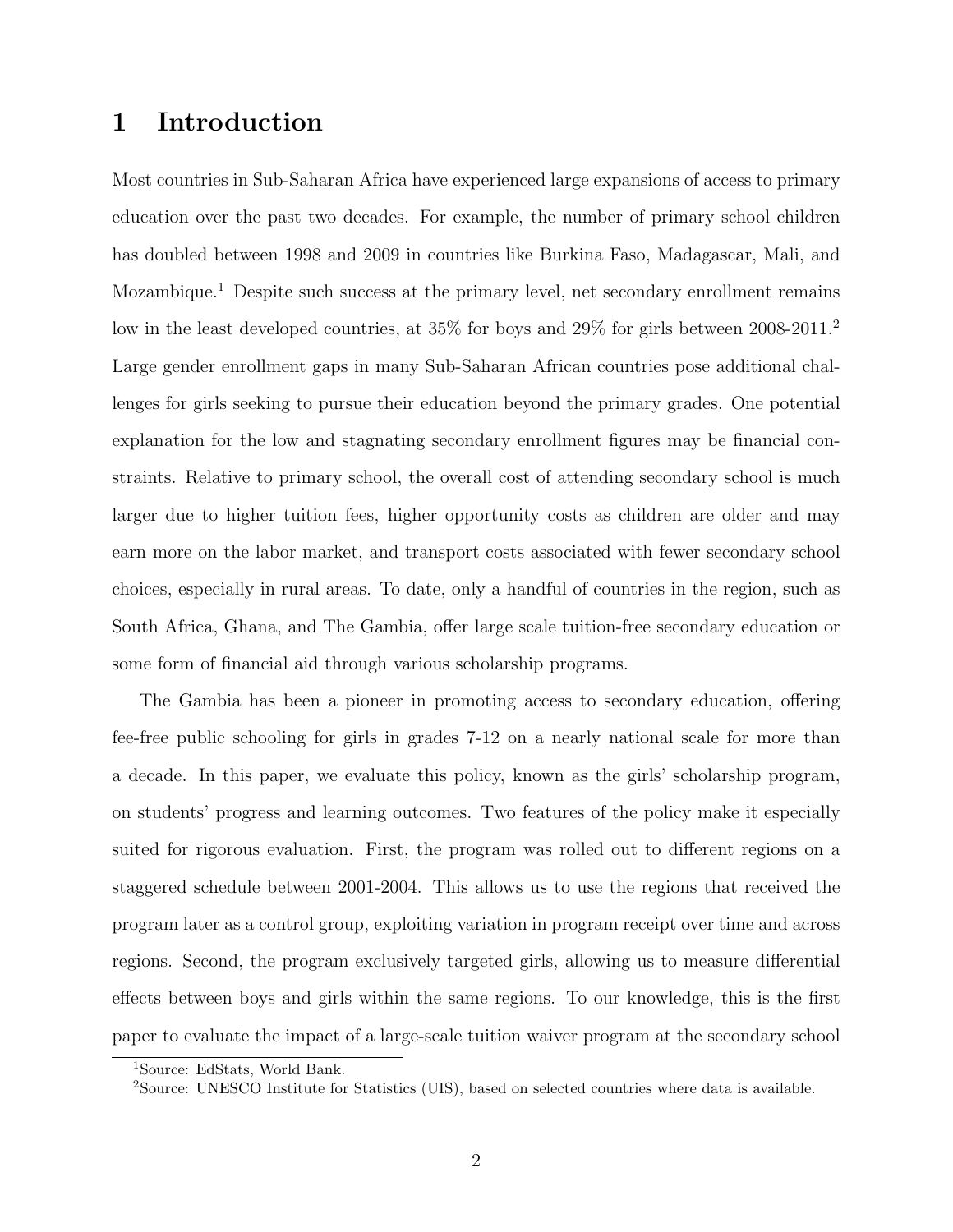# 1 Introduction

Most countries in Sub-Saharan Africa have experienced large expansions of access to primary education over the past two decades. For example, the number of primary school children has doubled between 1998 and 2009 in countries like Burkina Faso, Madagascar, Mali, and Mozambique.[1] Despite such success at the primary level, net secondary enrollment remains low in the least developed countries, at 35% for boys and 29% for girls between 2008-2011.[2] Large gender enrollment gaps in many Sub-Saharan African countries pose additional challenges for girls seeking to pursue their education beyond the primary grades. One potential explanation for the low and stagnating secondary enrollment figures may be financial constraints. Relative to primary school, the overall cost of attending secondary school is much larger due to higher tuition fees, higher opportunity costs as children are older and may earn more on the labor market, and transport costs associated with fewer secondary school choices, especially in rural areas. To date, only a handful of countries in the region, such as South Africa, Ghana, and The Gambia, offer large scale tuition-free secondary education or some form of financial aid through various scholarship programs.

The Gambia has been a pioneer in promoting access to secondary education, offering fee-free public schooling for girls in grades 7-12 on a nearly national scale for more than a decade. In this paper, we evaluate this policy, known as the girls' scholarship program, on students' progress and learning outcomes. Two features of the policy make it especially suited for rigorous evaluation. First, the program was rolled out to different regions on a staggered schedule between 2001-2004. This allows us to use the regions that received the program later as a control group, exploiting variation in program receipt over time and across regions. Second, the program exclusively targeted girls, allowing us to measure differential effects between boys and girls within the same regions. To our knowledge, this is the first paper to evaluate the impact of a large-scale tuition waiver program at the secondary school

[1] Source: EdStats, World Bank.

[2] Source: UNESCO Institute for Statistics (UIS), based on selected countries where data is available.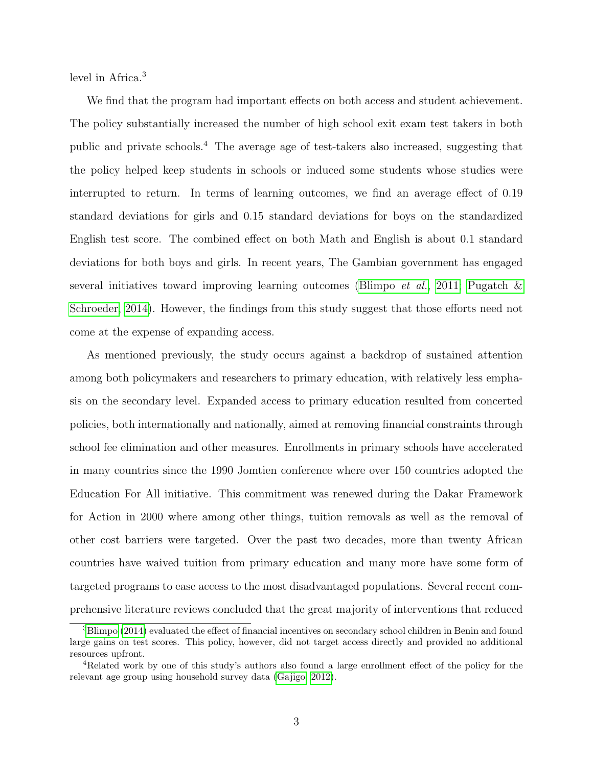level in Africa.[3]

We find that the program had important effects on both access and student achievement. The policy substantially increased the number of high school exit exam test takers in both public and private schools.[4] The average age of test-takers also increased, suggesting that the policy helped keep students in schools or induced some students whose studies were interrupted to return. In terms of learning outcomes, we find an average effect of 0.19 standard deviations for girls and 0.15 standard deviations for boys on the standardized English test score. The combined effect on both Math and English is about 0.1 standard deviations for both boys and girls. In recent years, The Gambian government has engaged several initiatives toward improving learning outcomes (Blimpo *et al.*, 2011; Pugatch & Schroeder, 2014). However, the findings from this study suggest that those efforts need not come at the expense of expanding access.

As mentioned previously, the study occurs against a backdrop of sustained attention among both policymakers and researchers to primary education, with relatively less emphasis on the secondary level. Expanded access to primary education resulted from concerted policies, both internationally and nationally, aimed at removing financial constraints through school fee elimination and other measures. Enrollments in primary schools have accelerated in many countries since the 1990 Jomtien conference where over 150 countries adopted the Education For All initiative. This commitment was renewed during the Dakar Framework for Action in 2000 where among other things, tuition removals as well as the removal of other cost barriers were targeted. Over the past two decades, more than twenty African countries have waived tuition from primary education and many more have some form of targeted programs to ease access to the most disadvantaged populations. Several recent comprehensive literature reviews concluded that the great majority of interventions that reduced

[3] Blimpo (2014) evaluated the effect of financial incentives on secondary school children in Benin and found large gains on test scores. This policy, however, did not target access directly and provided no additional resources upfront.

[4] Related work by one of this study's authors also found a large enrollment effect of the policy for the relevant age group using household survey data (Gajigo, 2012).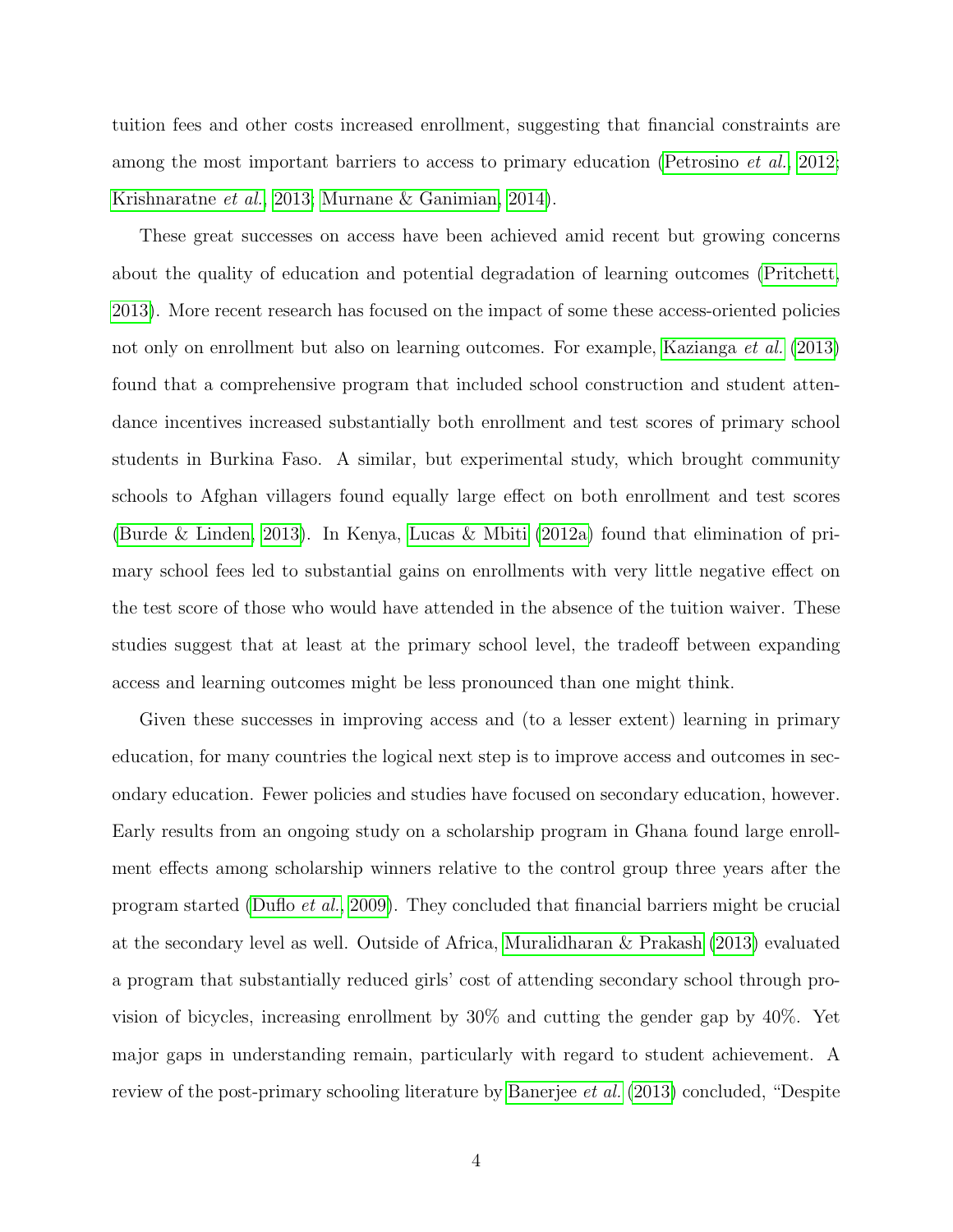tuition fees and other costs increased enrollment, suggesting that financial constraints are among the most important barriers to access to primary education (Petrosino *et al.*, 2012; Krishnaratne *et al.*, 2013; Murnane & Ganimian, 2014).

These great successes on access have been achieved amid recent but growing concerns about the quality of education and potential degradation of learning outcomes (Pritchett, 2013). More recent research has focused on the impact of some these access-oriented policies not only on enrollment but also on learning outcomes. For example, Kazianga *et al.* (2013) found that a comprehensive program that included school construction and student attendance incentives increased substantially both enrollment and test scores of primary school students in Burkina Faso. A similar, but experimental study, which brought community schools to Afghan villagers found equally large effect on both enrollment and test scores (Burde & Linden, 2013). In Kenya, Lucas & Mbiti (2012a) found that elimination of primary school fees led to substantial gains on enrollments with very little negative effect on the test score of those who would have attended in the absence of the tuition waiver. These studies suggest that at least at the primary school level, the tradeoff between expanding access and learning outcomes might be less pronounced than one might think.

Given these successes in improving access and (to a lesser extent) learning in primary education, for many countries the logical next step is to improve access and outcomes in secondary education. Fewer policies and studies have focused on secondary education, however. Early results from an ongoing study on a scholarship program in Ghana found large enrollment effects among scholarship winners relative to the control group three years after the program started (Duflo *et al.*, 2009). They concluded that financial barriers might be crucial at the secondary level as well. Outside of Africa, Muralidharan & Prakash (2013) evaluated a program that substantially reduced girls' cost of attending secondary school through provision of bicycles, increasing enrollment by 30% and cutting the gender gap by 40%. Yet major gaps in understanding remain, particularly with regard to student achievement. A review of the post-primary schooling literature by Banerjee *et al.* (2013) concluded, "Despite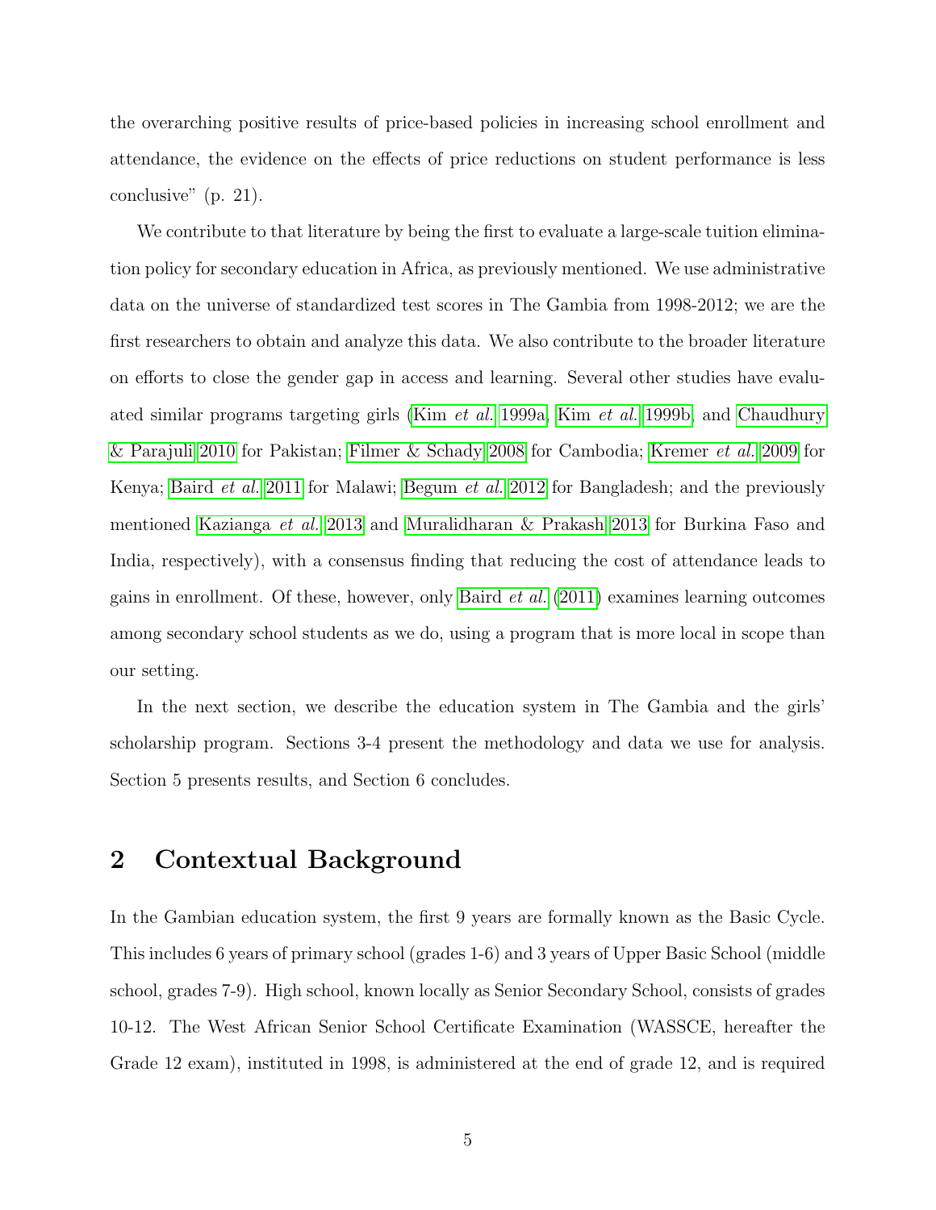the overarching positive results of price-based policies in increasing school enrollment and attendance, the evidence on the effects of price reductions on student performance is less conclusive" (p. 21).

We contribute to that literature by being the first to evaluate a large-scale tuition elimination policy for secondary education in Africa, as previously mentioned. We use administrative data on the universe of standardized test scores in The Gambia from 1998-2012; we are the first researchers to obtain and analyze this data. We also contribute to the broader literature on efforts to close the gender gap in access and learning. Several other studies have evaluated similar programs targeting girls (Kim *et al.* 1999a, Kim *et al.* 1999b, and Chaudhury & Parajuli 2010 for Pakistan; Filmer & Schady 2008 for Cambodia; Kremer *et al.* 2009 for Kenya; Baird *et al.* 2011 for Malawi; Begum *et al.* 2012 for Bangladesh; and the previously mentioned Kazianga *et al.* 2013 and Muralidharan & Prakash 2013 for Burkina Faso and India, respectively), with a consensus finding that reducing the cost of attendance leads to gains in enrollment. Of these, however, only Baird *et al.* (2011) examines learning outcomes among secondary school students as we do, using a program that is more local in scope than our setting.

In the next section, we describe the education system in The Gambia and the girls' scholarship program. Sections 3-4 present the methodology and data we use for analysis. Section 5 presents results, and Section 6 concludes.

## 2 Contextual Background

In the Gambian education system, the first 9 years are formally known as the Basic Cycle. This includes 6 years of primary school (grades 1-6) and 3 years of Upper Basic School (middle school, grades 7-9). High school, known locally as Senior Secondary School, consists of grades 10-12. The West African Senior School Certificate Examination (WASSCE, hereafter the Grade 12 exam), instituted in 1998, is administered at the end of grade 12, and is required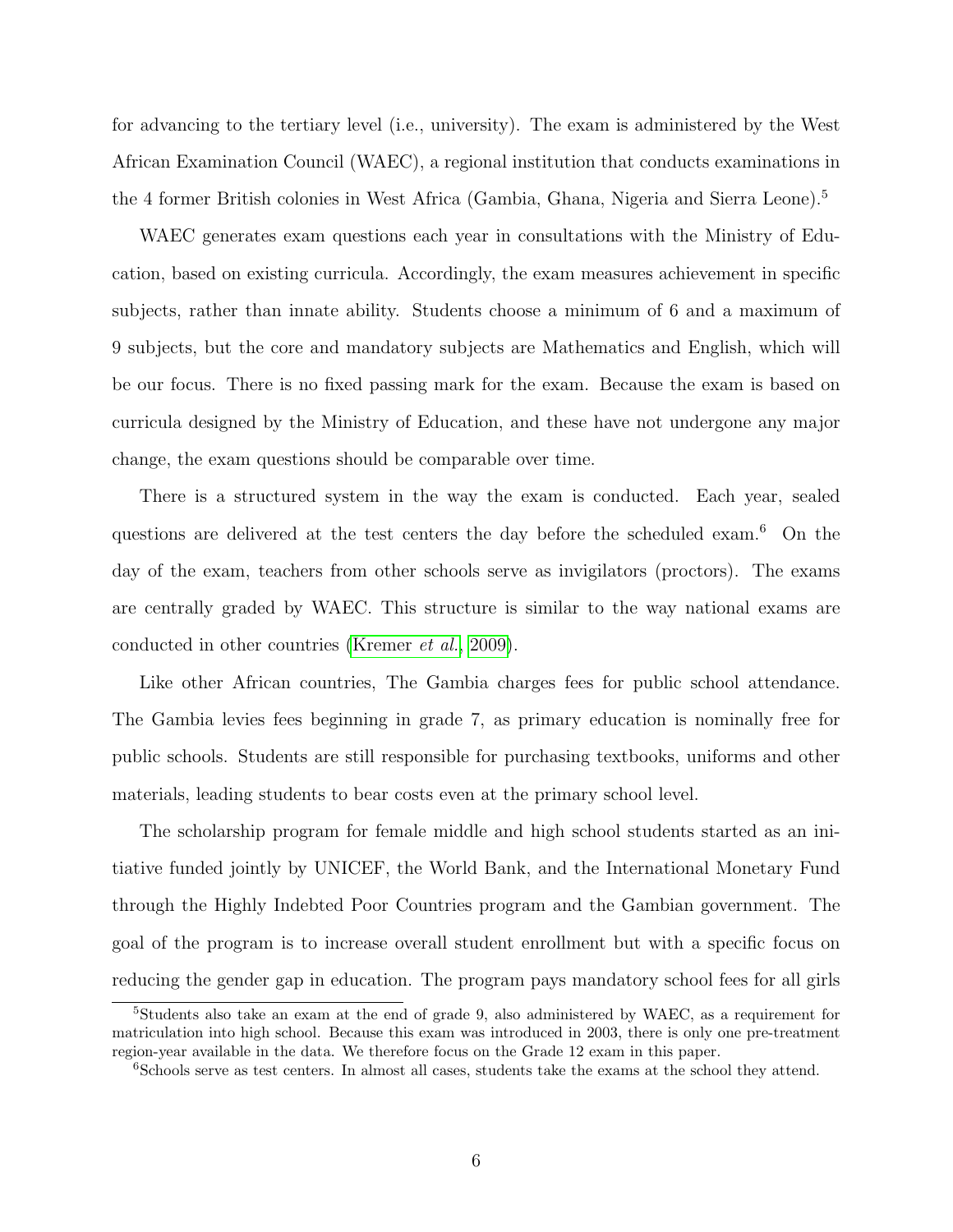for advancing to the tertiary level (i.e., university). The exam is administered by the West African Examination Council (WAEC), a regional institution that conducts examinations in the 4 former British colonies in West Africa (Gambia, Ghana, Nigeria and Sierra Leone).[5]

WAEC generates exam questions each year in consultations with the Ministry of Education, based on existing curricula. Accordingly, the exam measures achievement in specific subjects, rather than innate ability. Students choose a minimum of 6 and a maximum of 9 subjects, but the core and mandatory subjects are Mathematics and English, which will be our focus. There is no fixed passing mark for the exam. Because the exam is based on curricula designed by the Ministry of Education, and these have not undergone any major change, the exam questions should be comparable over time.

There is a structured system in the way the exam is conducted. Each year, sealed questions are delivered at the test centers the day before the scheduled exam.[6] On the day of the exam, teachers from other schools serve as invigilators (proctors). The exams are centrally graded by WAEC. This structure is similar to the way national exams are conducted in other countries (Kremer *et al.*, 2009).

Like other African countries, The Gambia charges fees for public school attendance. The Gambia levies fees beginning in grade 7, as primary education is nominally free for public schools. Students are still responsible for purchasing textbooks, uniforms and other materials, leading students to bear costs even at the primary school level.

The scholarship program for female middle and high school students started as an initiative funded jointly by UNICEF, the World Bank, and the International Monetary Fund through the Highly Indebted Poor Countries program and the Gambian government. The goal of the program is to increase overall student enrollment but with a specific focus on reducing the gender gap in education. The program pays mandatory school fees for all girls

[5] Students also take an exam at the end of grade 9, also administered by WAEC, as a requirement for matriculation into high school. Because this exam was introduced in 2003, there is only one pre-treatment region-year available in the data. We therefore focus on the Grade 12 exam in this paper.

[6] Schools serve as test centers. In almost all cases, students take the exams at the school they attend.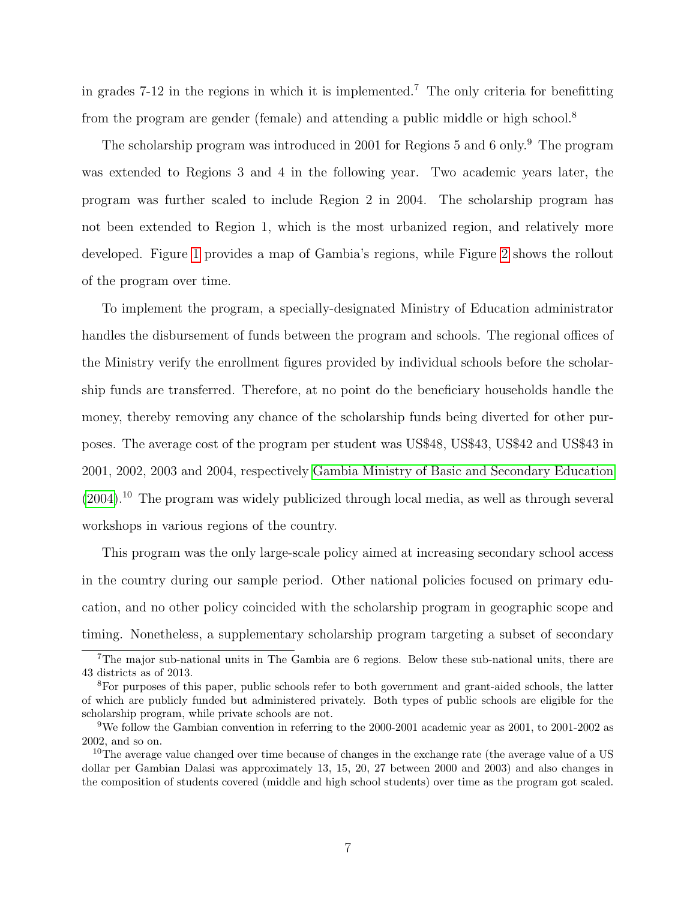in grades 7-12 in the regions in which it is implemented.[7] The only criteria for benefitting from the program are gender (female) and attending a public middle or high school.[8]

The scholarship program was introduced in 2001 for Regions 5 and 6 only.[9] The program was extended to Regions 3 and 4 in the following year. Two academic years later, the program was further scaled to include Region 2 in 2004. The scholarship program has not been extended to Region 1, which is the most urbanized region, and relatively more developed. Figure 1 provides a map of Gambia's regions, while Figure 2 shows the rollout of the program over time.

To implement the program, a specially-designated Ministry of Education administrator handles the disbursement of funds between the program and schools. The regional offices of the Ministry verify the enrollment figures provided by individual schools before the scholarship funds are transferred. Therefore, at no point do the beneficiary households handle the money, thereby removing any chance of the scholarship funds being diverted for other purposes. The average cost of the program per student was US$48, US$43, US$42 and US$43 in 2001, 2002, 2003 and 2004, respectively Gambia Ministry of Basic and Secondary Education (2004).[10] The program was widely publicized through local media, as well as through several workshops in various regions of the country.

This program was the only large-scale policy aimed at increasing secondary school access in the country during our sample period. Other national policies focused on primary education, and no other policy coincided with the scholarship program in geographic scope and timing. Nonetheless, a supplementary scholarship program targeting a subset of secondary

[7] The major sub-national units in The Gambia are 6 regions. Below these sub-national units, there are 43 districts as of 2013.

[8] For purposes of this paper, public schools refer to both government and grant-aided schools, the latter of which are publicly funded but administered privately. Both types of public schools are eligible for the scholarship program, while private schools are not.

[9] We follow the Gambian convention in referring to the 2000-2001 academic year as 2001, to 2001-2002 as 2002, and so on.

[10] The average value changed over time because of changes in the exchange rate (the average value of a US dollar per Gambian Dalasi was approximately 13, 15, 20, 27 between 2000 and 2003) and also changes in the composition of students covered (middle and high school students) over time as the program got scaled.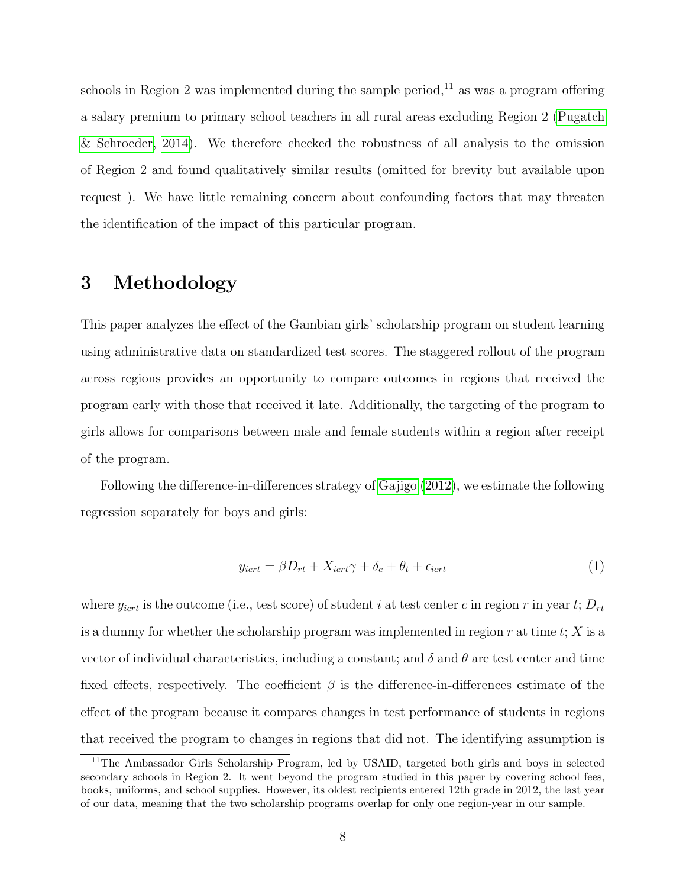schools in Region 2 was implemented during the sample period,[11] as was a program offering a salary premium to primary school teachers in all rural areas excluding Region 2 (Pugatch & Schroeder, 2014). We therefore checked the robustness of all analysis to the omission of Region 2 and found qualitatively similar results (omitted for brevity but available upon request ). We have little remaining concern about confounding factors that may threaten the identification of the impact of this particular program.

# 3 Methodology

This paper analyzes the effect of the Gambian girls' scholarship program on student learning using administrative data on standardized test scores. The staggered rollout of the program across regions provides an opportunity to compare outcomes in regions that received the program early with those that received it late. Additionally, the targeting of the program to girls allows for comparisons between male and female students within a region after receipt of the program.

Following the difference-in-differences strategy of Gajigo (2012), we estimate the following regression separately for boys and girls:

$$y_{icrt} = \beta D_{rt} + X_{icrt}\gamma + \delta_c + \theta_t + \epsilon_{icrt} \tag{1}$$

where $y_{icrt}$ is the outcome (i.e., test score) of student $i$ at test center $c$ in region $r$ in year $t$; $D_{rt}$ is a dummy for whether the scholarship program was implemented in region $r$ at time $t$; $X$ is a vector of individual characteristics, including a constant; and $\delta$ and $\theta$ are test center and time fixed effects, respectively. The coefficient $\beta$ is the difference-in-differences estimate of the effect of the program because it compares changes in test performance of students in regions that received the program to changes in regions that did not. The identifying assumption is

[11] The Ambassador Girls Scholarship Program, led by USAID, targeted both girls and boys in selected secondary schools in Region 2. It went beyond the program studied in this paper by covering school fees, books, uniforms, and school supplies. However, its oldest recipients entered 12th grade in 2012, the last year of our data, meaning that the two scholarship programs overlap for only one region-year in our sample.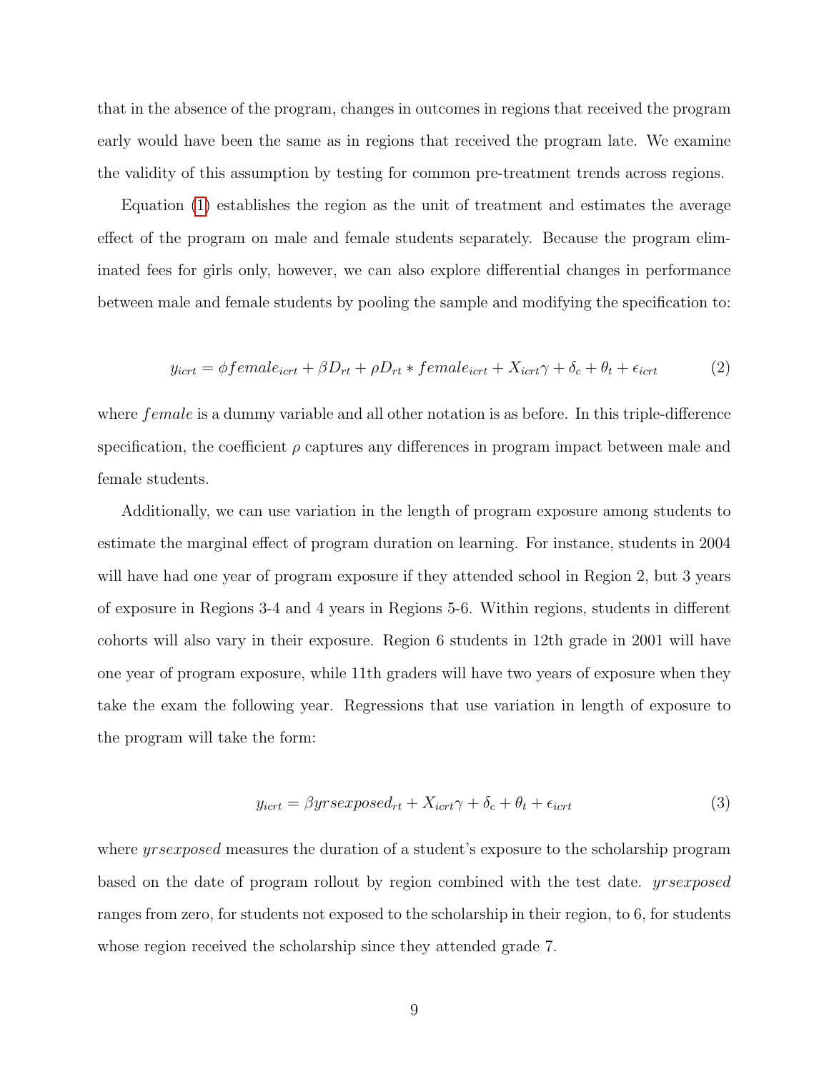that in the absence of the program, changes in outcomes in regions that received the program early would have been the same as in regions that received the program late. We examine the validity of this assumption by testing for common pre-treatment trends across regions.

Equation (1) establishes the region as the unit of treatment and estimates the average effect of the program on male and female students separately. Because the program eliminated fees for girls only, however, we can also explore differential changes in performance between male and female students by pooling the sample and modifying the specification to:

$$y_{icrt} = \phi female_{icrt} + \beta D_{rt} + \rho D_{rt} * female_{icrt} + X_{icrt}\gamma + \delta_c + \theta_t + \epsilon_{icrt} \tag{2}$$

where *female* is a dummy variable and all other notation is as before. In this triple-difference specification, the coefficient $\rho$ captures any differences in program impact between male and female students.

Additionally, we can use variation in the length of program exposure among students to estimate the marginal effect of program duration on learning. For instance, students in 2004 will have had one year of program exposure if they attended school in Region 2, but 3 years of exposure in Regions 3-4 and 4 years in Regions 5-6. Within regions, students in different cohorts will also vary in their exposure. Region 6 students in 12th grade in 2001 will have one year of program exposure, while 11th graders will have two years of exposure when they take the exam the following year. Regressions that use variation in length of exposure to the program will take the form:

$$y_{icrt} = \beta yrsexposed_{rt} + X_{icrt}\gamma + \delta_c + \theta_t + \epsilon_{icrt} \tag{3}$$

where *yrsexposed* measures the duration of a student's exposure to the scholarship program based on the date of program rollout by region combined with the test date. *yrsexposed* ranges from zero, for students not exposed to the scholarship in their region, to 6, for students whose region received the scholarship since they attended grade 7.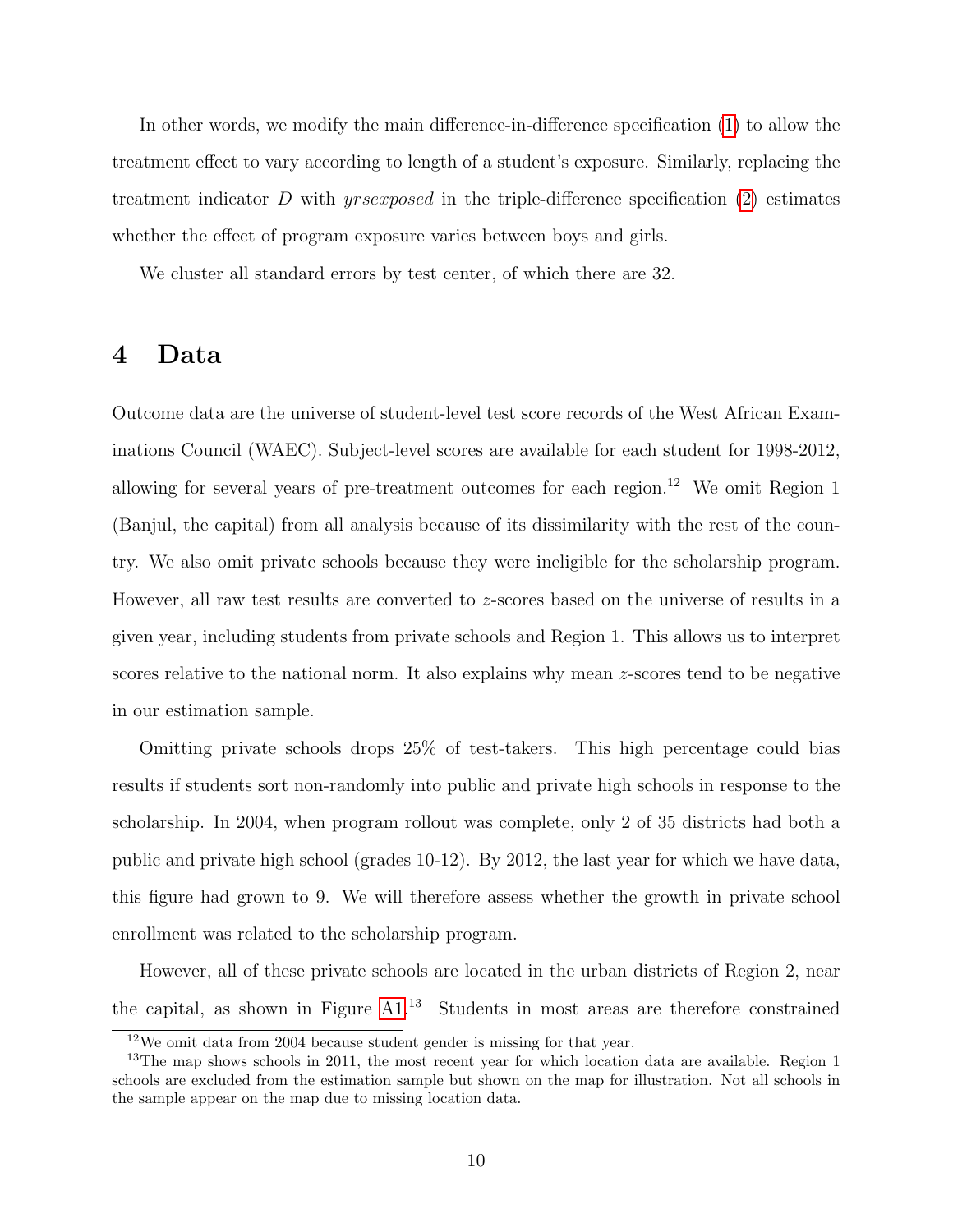In other words, we modify the main difference-in-difference specification (1) to allow the treatment effect to vary according to length of a student's exposure. Similarly, replacing the treatment indicator $D$ with $yrsexposed$ in the triple-difference specification (2) estimates whether the effect of program exposure varies between boys and girls.

We cluster all standard errors by test center, of which there are 32.

# 4 Data

Outcome data are the universe of student-level test score records of the West African Examinations Council (WAEC). Subject-level scores are available for each student for 1998-2012, allowing for several years of pre-treatment outcomes for each region.[12] We omit Region 1 (Banjul, the capital) from all analysis because of its dissimilarity with the rest of the country. We also omit private schools because they were ineligible for the scholarship program. However, all raw test results are converted to $z$-scores based on the universe of results in a given year, including students from private schools and Region 1. This allows us to interpret scores relative to the national norm. It also explains why mean $z$-scores tend to be negative in our estimation sample.

Omitting private schools drops 25% of test-takers. This high percentage could bias results if students sort non-randomly into public and private high schools in response to the scholarship. In 2004, when program rollout was complete, only 2 of 35 districts had both a public and private high school (grades 10-12). By 2012, the last year for which we have data, this figure had grown to 9. We will therefore assess whether the growth in private school enrollment was related to the scholarship program.

However, all of these private schools are located in the urban districts of Region 2, near the capital, as shown in Figure A1.[13] Students in most areas are therefore constrained

[12] We omit data from 2004 because student gender is missing for that year.

[13] The map shows schools in 2011, the most recent year for which location data are available. Region 1 schools are excluded from the estimation sample but shown on the map for illustration. Not all schools in the sample appear on the map due to missing location data.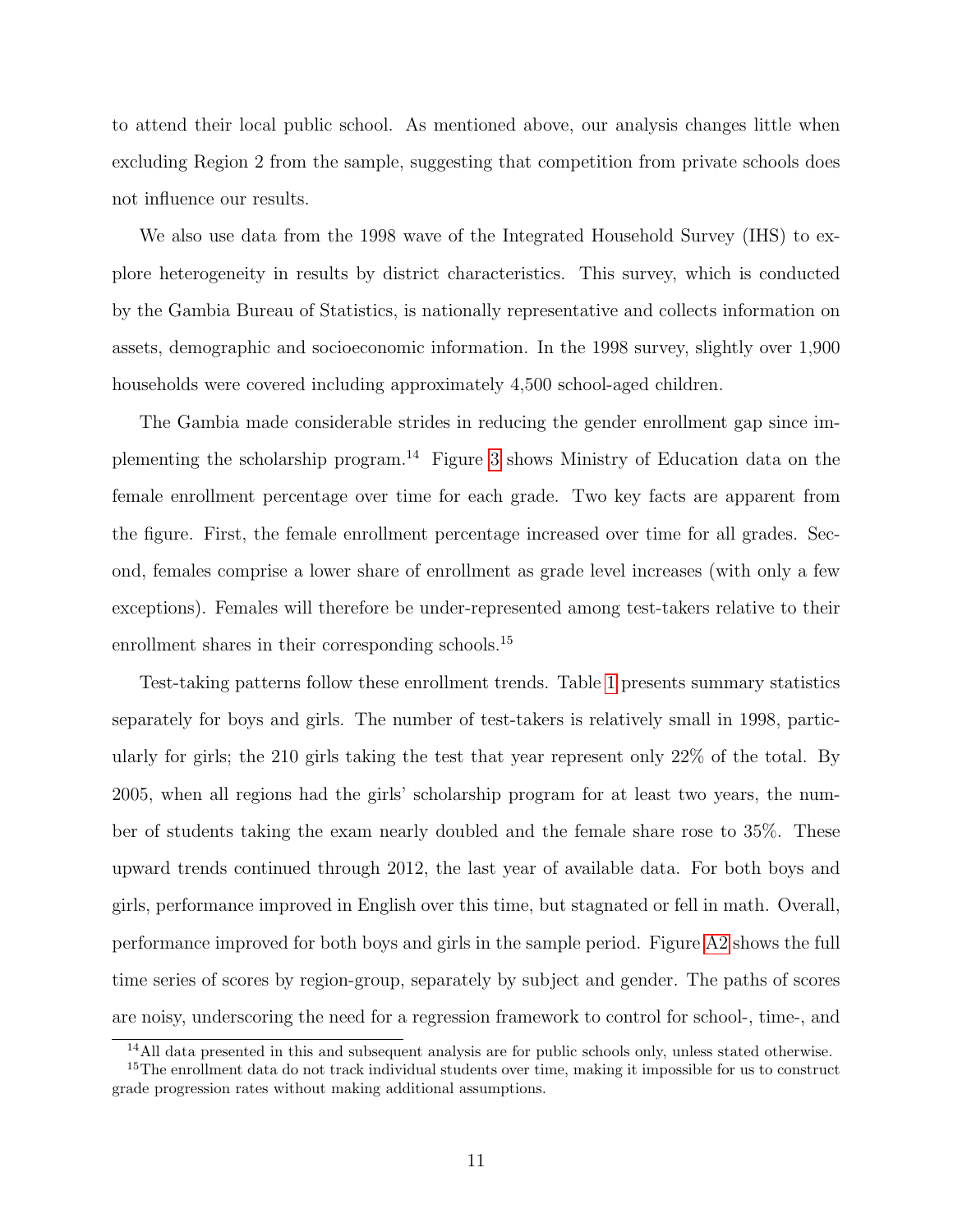to attend their local public school. As mentioned above, our analysis changes little when excluding Region 2 from the sample, suggesting that competition from private schools does not influence our results.

We also use data from the 1998 wave of the Integrated Household Survey (IHS) to explore heterogeneity in results by district characteristics. This survey, which is conducted by the Gambia Bureau of Statistics, is nationally representative and collects information on assets, demographic and socioeconomic information. In the 1998 survey, slightly over 1,900 households were covered including approximately 4,500 school-aged children.

The Gambia made considerable strides in reducing the gender enrollment gap since implementing the scholarship program.[14] Figure 3 shows Ministry of Education data on the female enrollment percentage over time for each grade. Two key facts are apparent from the figure. First, the female enrollment percentage increased over time for all grades. Second, females comprise a lower share of enrollment as grade level increases (with only a few exceptions). Females will therefore be under-represented among test-takers relative to their enrollment shares in their corresponding schools.[15]

Test-taking patterns follow these enrollment trends. Table 1 presents summary statistics separately for boys and girls. The number of test-takers is relatively small in 1998, particularly for girls; the 210 girls taking the test that year represent only 22% of the total. By 2005, when all regions had the girls' scholarship program for at least two years, the number of students taking the exam nearly doubled and the female share rose to 35%. These upward trends continued through 2012, the last year of available data. For both boys and girls, performance improved in English over this time, but stagnated or fell in math. Overall, performance improved for both boys and girls in the sample period. Figure A2 shows the full time series of scores by region-group, separately by subject and gender. The paths of scores are noisy, underscoring the need for a regression framework to control for school-, time-, and

[14] All data presented in this and subsequent analysis are for public schools only, unless stated otherwise.

[15] The enrollment data do not track individual students over time, making it impossible for us to construct grade progression rates without making additional assumptions.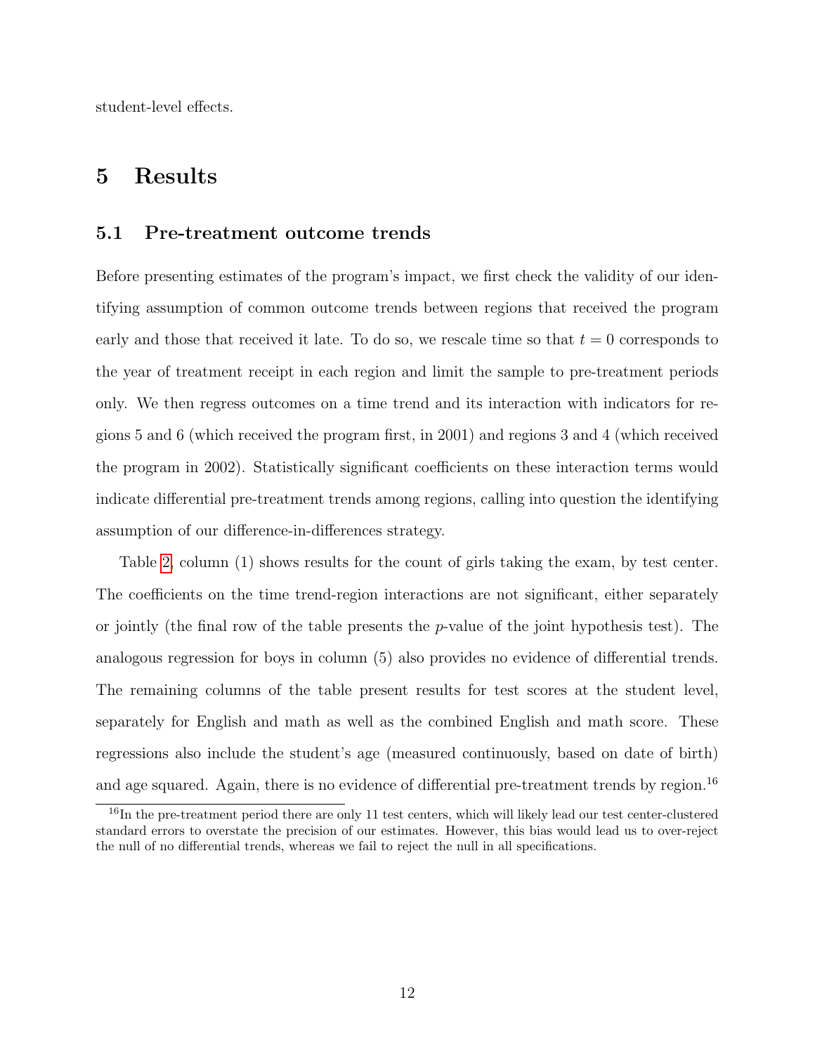student-level effects.

# 5 Results

## 5.1 Pre-treatment outcome trends

Before presenting estimates of the program's impact, we first check the validity of our identifying assumption of common outcome trends between regions that received the program early and those that received it late. To do so, we rescale time so that $t = 0$ corresponds to the year of treatment receipt in each region and limit the sample to pre-treatment periods only. We then regress outcomes on a time trend and its interaction with indicators for regions 5 and 6 (which received the program first, in 2001) and regions 3 and 4 (which received the program in 2002). Statistically significant coefficients on these interaction terms would indicate differential pre-treatment trends among regions, calling into question the identifying assumption of our difference-in-differences strategy.

Table 2, column (1) shows results for the count of girls taking the exam, by test center. The coefficients on the time trend-region interactions are not significant, either separately or jointly (the final row of the table presents the $p$-value of the joint hypothesis test). The analogous regression for boys in column (5) also provides no evidence of differential trends. The remaining columns of the table present results for test scores at the student level, separately for English and math as well as the combined English and math score. These regressions also include the student's age (measured continuously, based on date of birth) and age squared. Again, there is no evidence of differential pre-treatment trends by region.[16]

[16] In the pre-treatment period there are only 11 test centers, which will likely lead our test center-clustered standard errors to overstate the precision of our estimates. However, this bias would lead us to over-reject the null of no differential trends, whereas we fail to reject the null in all specifications.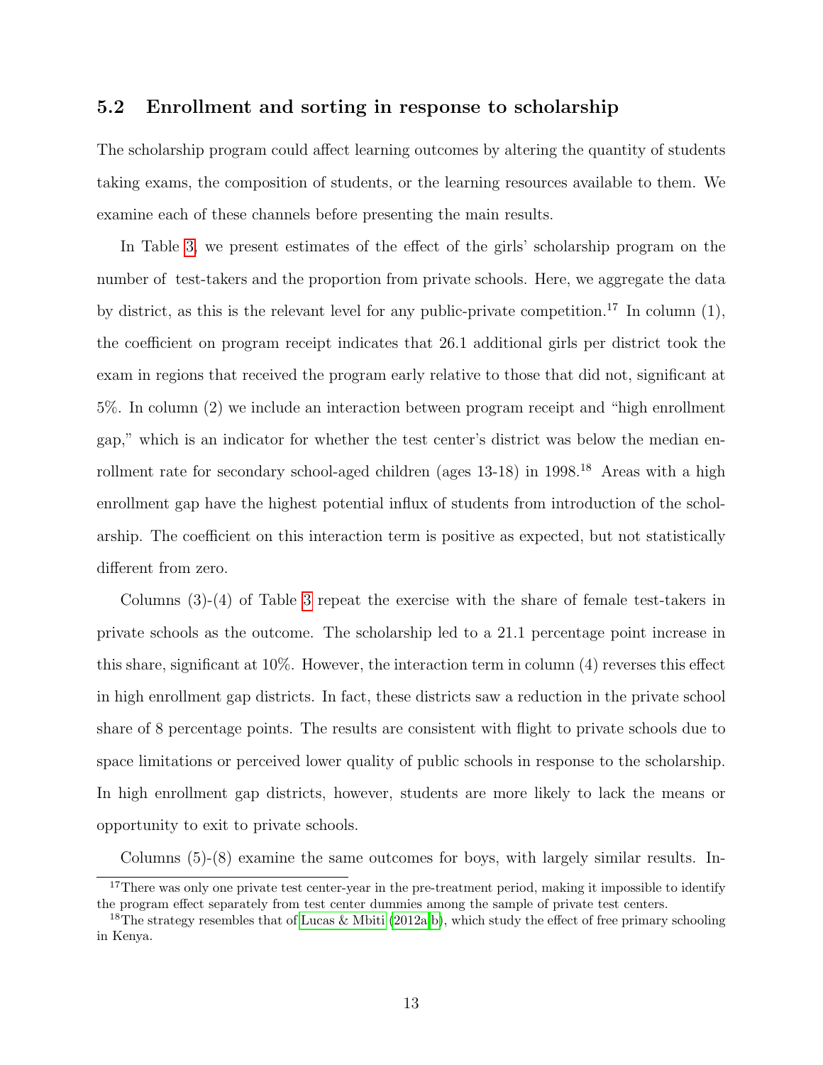### 5.2 Enrollment and sorting in response to scholarship

The scholarship program could affect learning outcomes by altering the quantity of students taking exams, the composition of students, or the learning resources available to them. We examine each of these channels before presenting the main results.

In Table 3, we present estimates of the effect of the girls' scholarship program on the number of test-takers and the proportion from private schools. Here, we aggregate the data by district, as this is the relevant level for any public-private competition.[17] In column (1), the coefficient on program receipt indicates that 26.1 additional girls per district took the exam in regions that received the program early relative to those that did not, significant at 5%. In column (2) we include an interaction between program receipt and "high enrollment gap," which is an indicator for whether the test center's district was below the median enrollment rate for secondary school-aged children (ages 13-18) in 1998.[18] Areas with a high enrollment gap have the highest potential influx of students from introduction of the scholarship. The coefficient on this interaction term is positive as expected, but not statistically different from zero.

Columns (3)-(4) of Table 3 repeat the exercise with the share of female test-takers in private schools as the outcome. The scholarship led to a 21.1 percentage point increase in this share, significant at 10%. However, the interaction term in column (4) reverses this effect in high enrollment gap districts. In fact, these districts saw a reduction in the private school share of 8 percentage points. The results are consistent with flight to private schools due to space limitations or perceived lower quality of public schools in response to the scholarship. In high enrollment gap districts, however, students are more likely to lack the means or opportunity to exit to private schools.

Columns (5)-(8) examine the same outcomes for boys, with largely similar results. In-

---

[17] There was only one private test center-year in the pre-treatment period, making it impossible to identify the program effect separately from test center dummies among the sample of private test centers.

[18] The strategy resembles that of Lucas & Mbiti (2012a,b), which study the effect of free primary schooling in Kenya.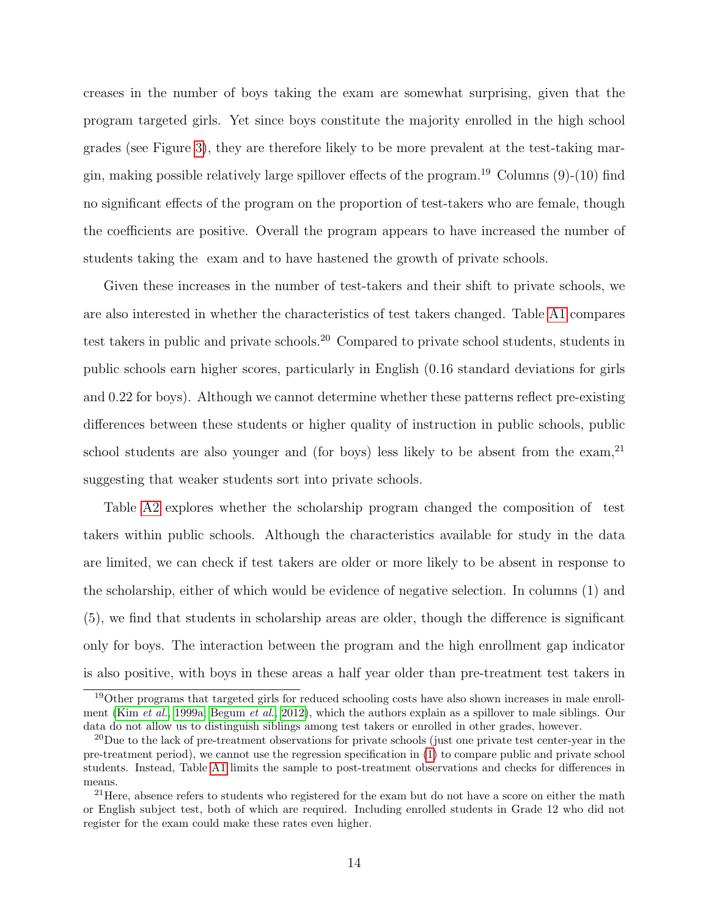creases in the number of boys taking the exam are somewhat surprising, given that the program targeted girls. Yet since boys constitute the majority enrolled in the high school grades (see Figure 3), they are therefore likely to be more prevalent at the test-taking margin, making possible relatively large spillover effects of the program.[19] Columns (9)-(10) find no significant effects of the program on the proportion of test-takers who are female, though the coefficients are positive. Overall the program appears to have increased the number of students taking the exam and to have hastened the growth of private schools.

Given these increases in the number of test-takers and their shift to private schools, we are also interested in whether the characteristics of test takers changed. Table A1 compares test takers in public and private schools.[20] Compared to private school students, students in public schools earn higher scores, particularly in English (0.16 standard deviations for girls and 0.22 for boys). Although we cannot determine whether these patterns reflect pre-existing differences between these students or higher quality of instruction in public schools, public school students are also younger and (for boys) less likely to be absent from the exam,[21] suggesting that weaker students sort into private schools.

Table A2 explores whether the scholarship program changed the composition of test takers within public schools. Although the characteristics available for study in the data are limited, we can check if test takers are older or more likely to be absent in response to the scholarship, either of which would be evidence of negative selection. In columns (1) and (5), we find that students in scholarship areas are older, though the difference is significant only for boys. The interaction between the program and the high enrollment gap indicator is also positive, with boys in these areas a half year older than pre-treatment test takers in

[19] Other programs that targeted girls for reduced schooling costs have also shown increases in male enrollment (Kim *et al.*, 1999a; Begum *et al.*, 2012), which the authors explain as a spillover to male siblings. Our data do not allow us to distinguish siblings among test takers or enrolled in other grades, however.

[20] Due to the lack of pre-treatment observations for private schools (just one private test center-year in the pre-treatment period), we cannot use the regression specification in (1) to compare public and private school students. Instead, Table A1 limits the sample to post-treatment observations and checks for differences in means.

[21] Here, absence refers to students who registered for the exam but do not have a score on either the math or English subject test, both of which are required. Including enrolled students in Grade 12 who did not register for the exam could make these rates even higher.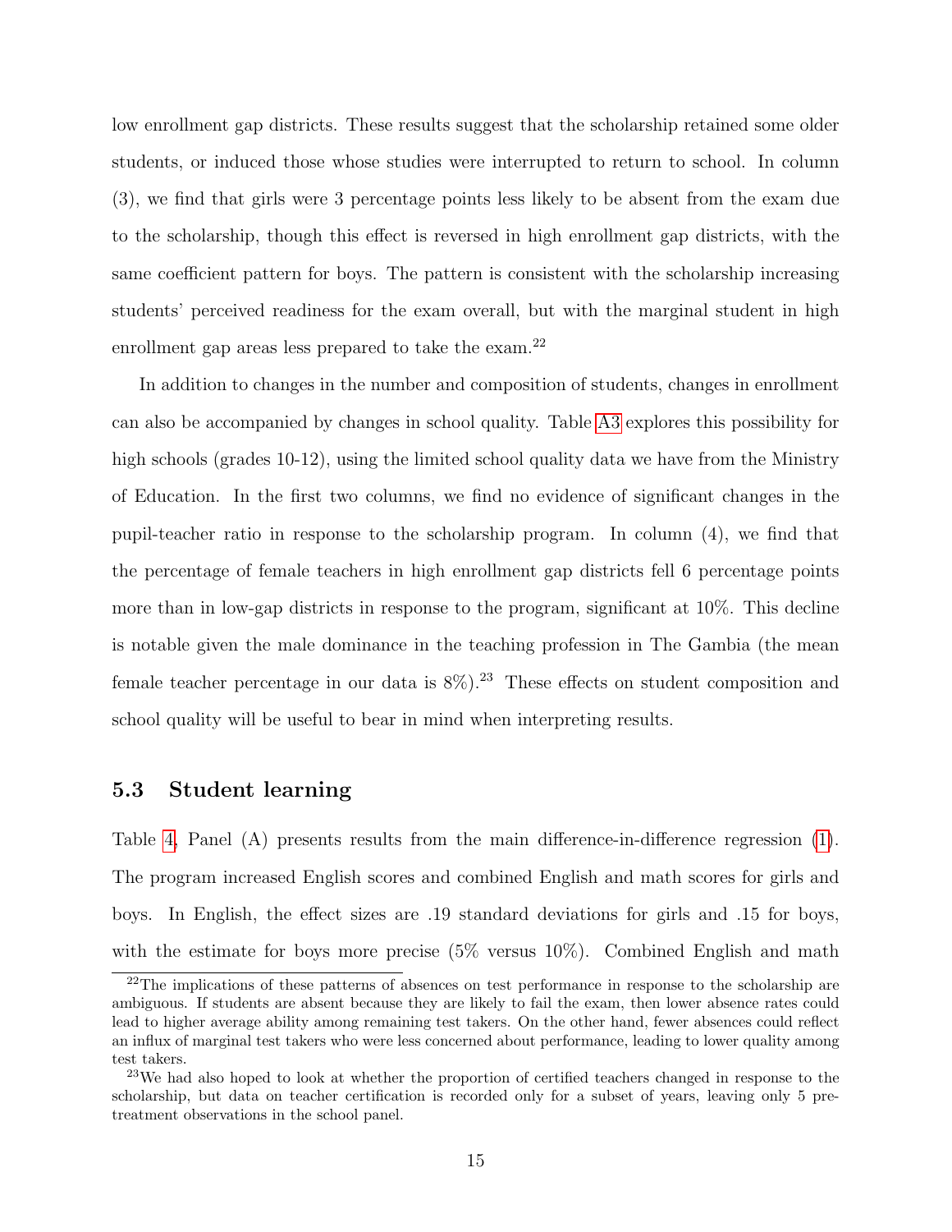low enrollment gap districts. These results suggest that the scholarship retained some older students, or induced those whose studies were interrupted to return to school. In column (3), we find that girls were 3 percentage points less likely to be absent from the exam due to the scholarship, though this effect is reversed in high enrollment gap districts, with the same coefficient pattern for boys. The pattern is consistent with the scholarship increasing students' perceived readiness for the exam overall, but with the marginal student in high enrollment gap areas less prepared to take the exam.[22]

In addition to changes in the number and composition of students, changes in enrollment can also be accompanied by changes in school quality. Table A3 explores this possibility for high schools (grades 10-12), using the limited school quality data we have from the Ministry of Education. In the first two columns, we find no evidence of significant changes in the pupil-teacher ratio in response to the scholarship program. In column (4), we find that the percentage of female teachers in high enrollment gap districts fell 6 percentage points more than in low-gap districts in response to the program, significant at 10%. This decline is notable given the male dominance in the teaching profession in The Gambia (the mean female teacher percentage in our data is 8%).[23] These effects on student composition and school quality will be useful to bear in mind when interpreting results.

### 5.3 Student learning

Table 4, Panel (A) presents results from the main difference-in-difference regression (1). The program increased English scores and combined English and math scores for girls and boys. In English, the effect sizes are .19 standard deviations for girls and .15 for boys, with the estimate for boys more precise (5% versus 10%). Combined English and math

[22]The implications of these patterns of absences on test performance in response to the scholarship are ambiguous. If students are absent because they are likely to fail the exam, then lower absence rates could lead to higher average ability among remaining test takers. On the other hand, fewer absences could reflect an influx of marginal test takers who were less concerned about performance, leading to lower quality among test takers.

[23]We had also hoped to look at whether the proportion of certified teachers changed in response to the scholarship, but data on teacher certification is recorded only for a subset of years, leaving only 5 pre-treatment observations in the school panel.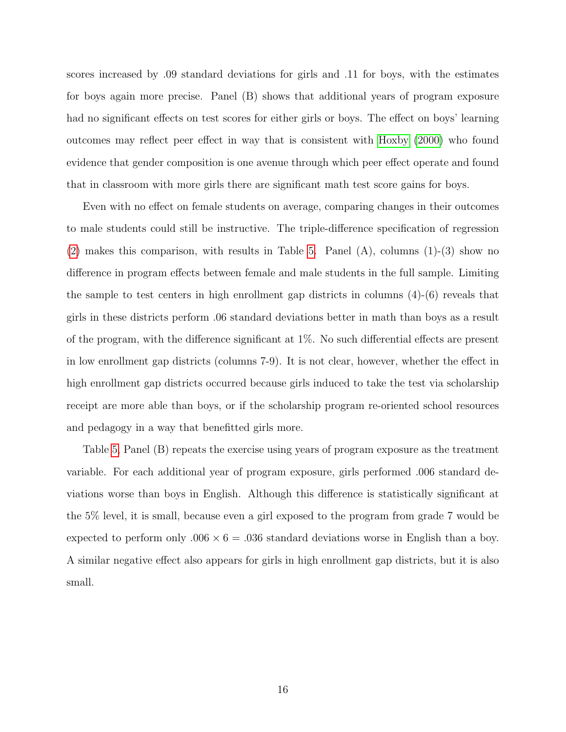scores increased by .09 standard deviations for girls and .11 for boys, with the estimates for boys again more precise. Panel (B) shows that additional years of program exposure had no significant effects on test scores for either girls or boys. The effect on boys' learning outcomes may reflect peer effect in way that is consistent with Hoxby (2000) who found evidence that gender composition is one avenue through which peer effect operate and found that in classroom with more girls there are significant math test score gains for boys.

Even with no effect on female students on average, comparing changes in their outcomes to male students could still be instructive. The triple-difference specification of regression (2) makes this comparison, with results in Table 5. Panel (A), columns (1)-(3) show no difference in program effects between female and male students in the full sample. Limiting the sample to test centers in high enrollment gap districts in columns (4)-(6) reveals that girls in these districts perform .06 standard deviations better in math than boys as a result of the program, with the difference significant at 1%. No such differential effects are present in low enrollment gap districts (columns 7-9). It is not clear, however, whether the effect in high enrollment gap districts occurred because girls induced to take the test via scholarship receipt are more able than boys, or if the scholarship program re-oriented school resources and pedagogy in a way that benefitted girls more.

Table 5, Panel (B) repeats the exercise using years of program exposure as the treatment variable. For each additional year of program exposure, girls performed .006 standard deviations worse than boys in English. Although this difference is statistically significant at the 5% level, it is small, because even a girl exposed to the program from grade 7 would be expected to perform only $.006 \times 6 = .036$ standard deviations worse in English than a boy. A similar negative effect also appears for girls in high enrollment gap districts, but it is also small.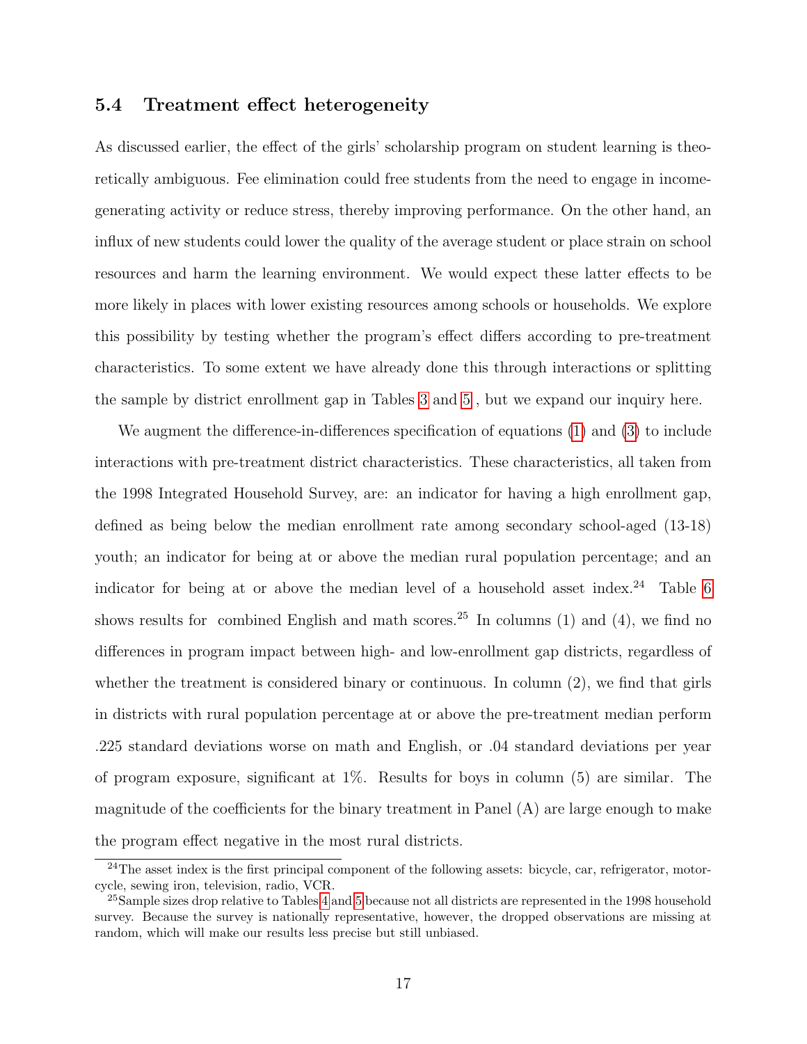### 5.4 Treatment effect heterogeneity

As discussed earlier, the effect of the girls' scholarship program on student learning is theoretically ambiguous. Fee elimination could free students from the need to engage in income-generating activity or reduce stress, thereby improving performance. On the other hand, an influx of new students could lower the quality of the average student or place strain on school resources and harm the learning environment. We would expect these latter effects to be more likely in places with lower existing resources among schools or households. We explore this possibility by testing whether the program's effect differs according to pre-treatment characteristics. To some extent we have already done this through interactions or splitting the sample by district enrollment gap in Tables 3 and 5 , but we expand our inquiry here.

We augment the difference-in-differences specification of equations (1) and (3) to include interactions with pre-treatment district characteristics. These characteristics, all taken from the 1998 Integrated Household Survey, are: an indicator for having a high enrollment gap, defined as being below the median enrollment rate among secondary school-aged (13-18) youth; an indicator for being at or above the median rural population percentage; and an indicator for being at or above the median level of a household asset index.[24] Table 6 shows results for combined English and math scores.[25] In columns (1) and (4), we find no differences in program impact between high- and low-enrollment gap districts, regardless of whether the treatment is considered binary or continuous. In column (2), we find that girls in districts with rural population percentage at or above the pre-treatment median perform .225 standard deviations worse on math and English, or .04 standard deviations per year of program exposure, significant at 1%. Results for boys in column (5) are similar. The magnitude of the coefficients for the binary treatment in Panel (A) are large enough to make the program effect negative in the most rural districts.

[24] The asset index is the first principal component of the following assets: bicycle, car, refrigerator, motorcycle, sewing iron, television, radio, VCR.

[25] Sample sizes drop relative to Tables 4 and 5 because not all districts are represented in the 1998 household survey. Because the survey is nationally representative, however, the dropped observations are missing at random, which will make our results less precise but still unbiased.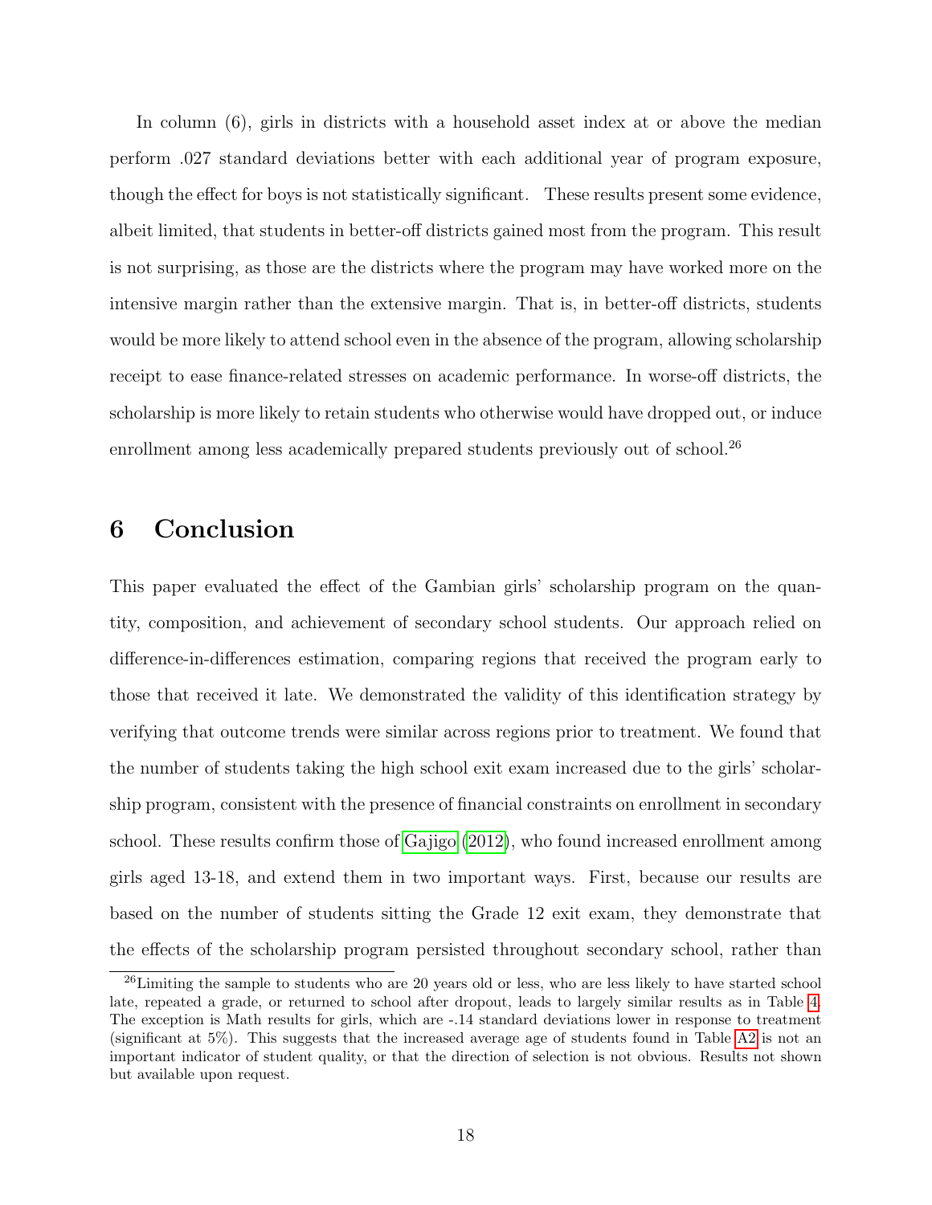In column (6), girls in districts with a household asset index at or above the median perform .027 standard deviations better with each additional year of program exposure, though the effect for boys is not statistically significant. These results present some evidence, albeit limited, that students in better-off districts gained most from the program. This result is not surprising, as those are the districts where the program may have worked more on the intensive margin rather than the extensive margin. That is, in better-off districts, students would be more likely to attend school even in the absence of the program, allowing scholarship receipt to ease finance-related stresses on academic performance. In worse-off districts, the scholarship is more likely to retain students who otherwise would have dropped out, or induce enrollment among less academically prepared students previously out of school.[26]

# 6 Conclusion

This paper evaluated the effect of the Gambian girls' scholarship program on the quantity, composition, and achievement of secondary school students. Our approach relied on difference-in-differences estimation, comparing regions that received the program early to those that received it late. We demonstrated the validity of this identification strategy by verifying that outcome trends were similar across regions prior to treatment. We found that the number of students taking the high school exit exam increased due to the girls' scholarship program, consistent with the presence of financial constraints on enrollment in secondary school. These results confirm those of Gajigo (2012), who found increased enrollment among girls aged 13-18, and extend them in two important ways. First, because our results are based on the number of students sitting the Grade 12 exit exam, they demonstrate that the effects of the scholarship program persisted throughout secondary school, rather than

[26] Limiting the sample to students who are 20 years old or less, who are less likely to have started school late, repeated a grade, or returned to school after dropout, leads to largely similar results as in Table 4. The exception is Math results for girls, which are -.14 standard deviations lower in response to treatment (significant at 5%). This suggests that the increased average age of students found in Table A2 is not an important indicator of student quality, or that the direction of selection is not obvious. Results not shown but available upon request.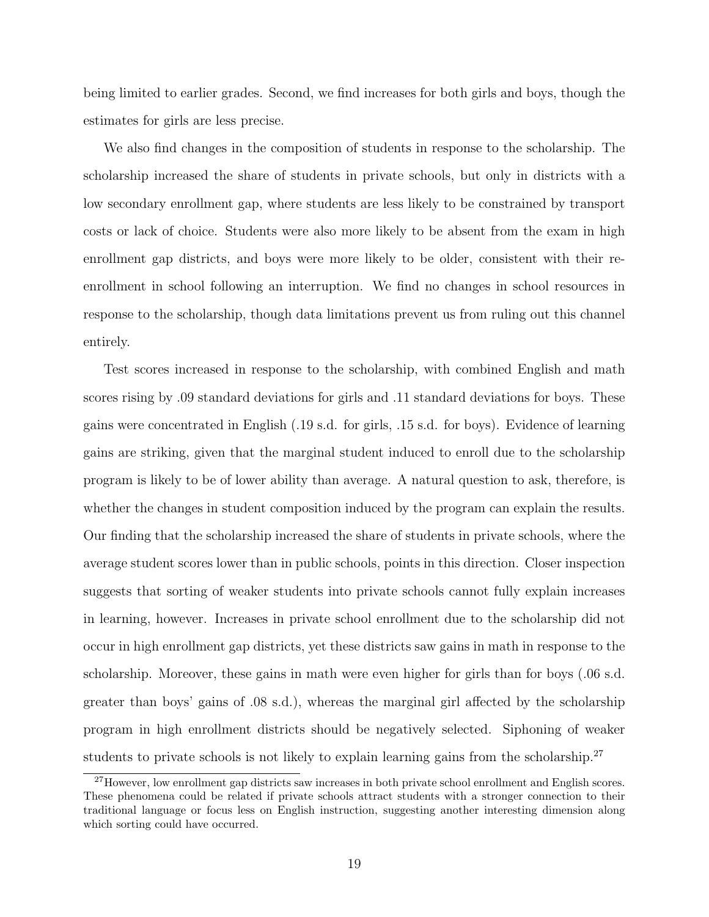being limited to earlier grades. Second, we find increases for both girls and boys, though the estimates for girls are less precise.

We also find changes in the composition of students in response to the scholarship. The scholarship increased the share of students in private schools, but only in districts with a low secondary enrollment gap, where students are less likely to be constrained by transport costs or lack of choice. Students were also more likely to be absent from the exam in high enrollment gap districts, and boys were more likely to be older, consistent with their re-enrollment in school following an interruption. We find no changes in school resources in response to the scholarship, though data limitations prevent us from ruling out this channel entirely.

Test scores increased in response to the scholarship, with combined English and math scores rising by .09 standard deviations for girls and .11 standard deviations for boys. These gains were concentrated in English (.19 s.d. for girls, .15 s.d. for boys). Evidence of learning gains are striking, given that the marginal student induced to enroll due to the scholarship program is likely to be of lower ability than average. A natural question to ask, therefore, is whether the changes in student composition induced by the program can explain the results. Our finding that the scholarship increased the share of students in private schools, where the average student scores lower than in public schools, points in this direction. Closer inspection suggests that sorting of weaker students into private schools cannot fully explain increases in learning, however. Increases in private school enrollment due to the scholarship did not occur in high enrollment gap districts, yet these districts saw gains in math in response to the scholarship. Moreover, these gains in math were even higher for girls than for boys (.06 s.d. greater than boys' gains of .08 s.d.), whereas the marginal girl affected by the scholarship program in high enrollment districts should be negatively selected. Siphoning of weaker students to private schools is not likely to explain learning gains from the scholarship.[27]

[27]However, low enrollment gap districts saw increases in both private school enrollment and English scores. These phenomena could be related if private schools attract students with a stronger connection to their traditional language or focus less on English instruction, suggesting another interesting dimension along which sorting could have occurred.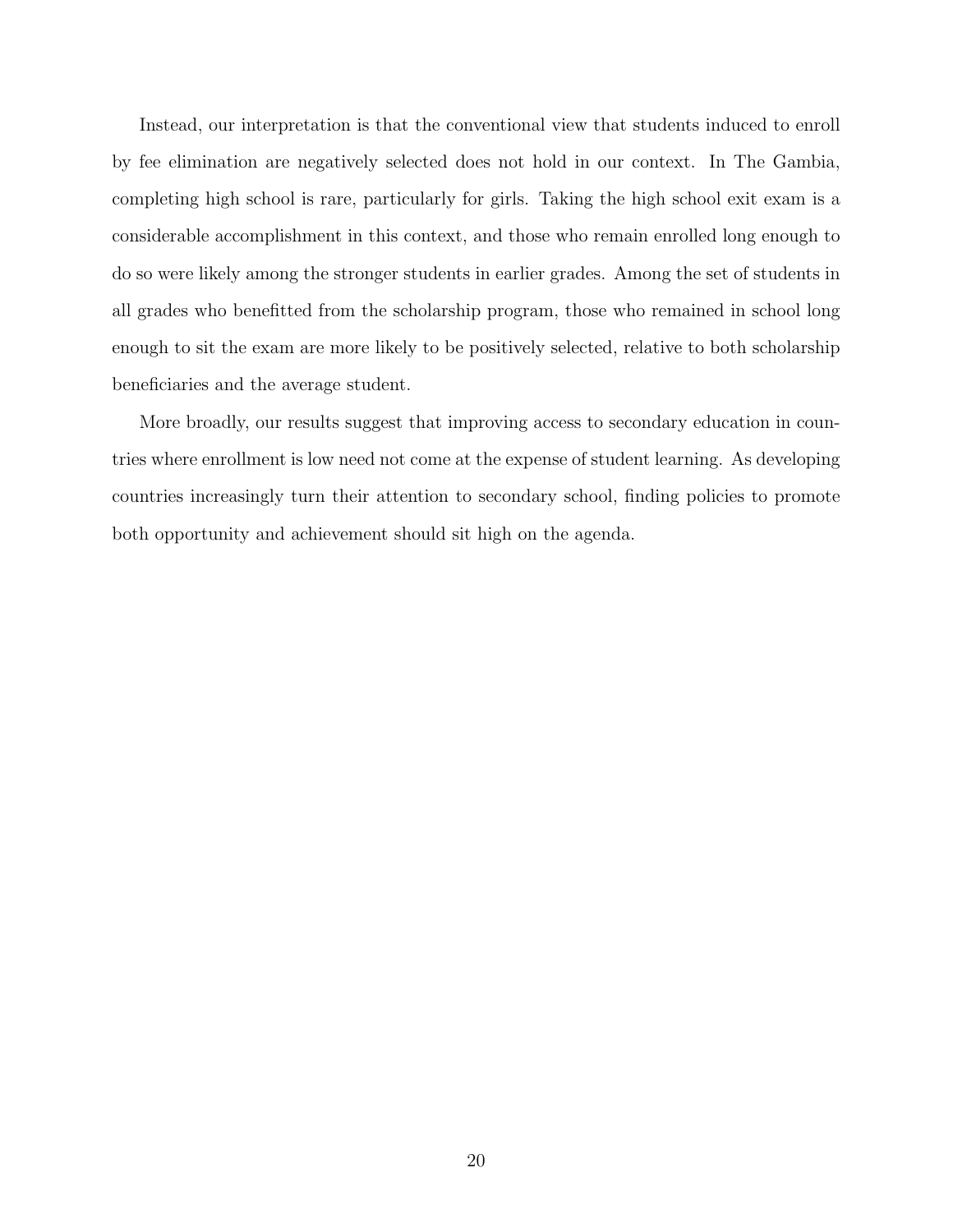Instead, our interpretation is that the conventional view that students induced to enroll by fee elimination are negatively selected does not hold in our context. In The Gambia, completing high school is rare, particularly for girls. Taking the high school exit exam is a considerable accomplishment in this context, and those who remain enrolled long enough to do so were likely among the stronger students in earlier grades. Among the set of students in all grades who benefitted from the scholarship program, those who remained in school long enough to sit the exam are more likely to be positively selected, relative to both scholarship beneficiaries and the average student.

More broadly, our results suggest that improving access to secondary education in countries where enrollment is low need not come at the expense of student learning. As developing countries increasingly turn their attention to secondary school, finding policies to promote both opportunity and achievement should sit high on the agenda.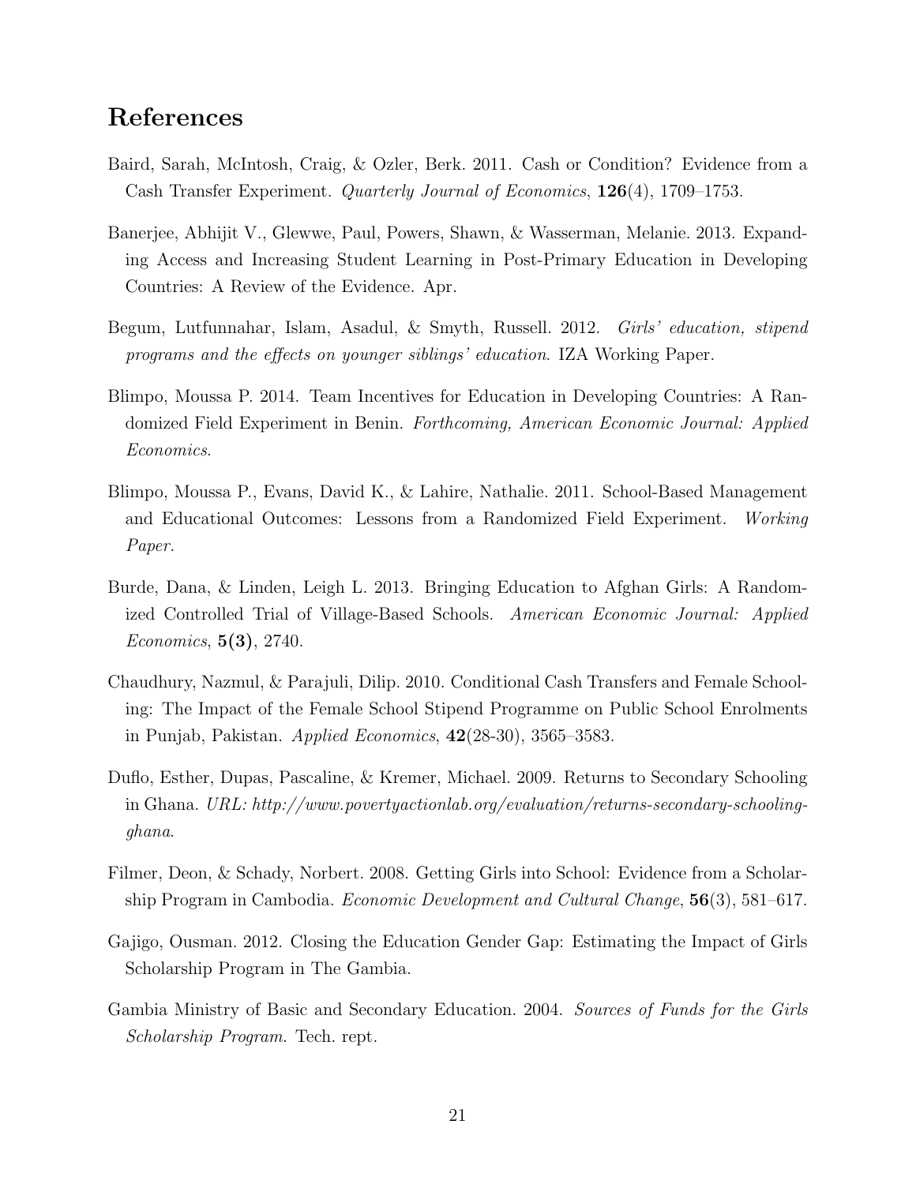## References

Baird, Sarah, McIntosh, Craig, & Ozler, Berk. 2011. Cash or Condition? Evidence from a Cash Transfer Experiment. *Quarterly Journal of Economics*, **126**(4), 1709–1753.

Banerjee, Abhijit V., Glewwe, Paul, Powers, Shawn, & Wasserman, Melanie. 2013. Expanding Access and Increasing Student Learning in Post-Primary Education in Developing Countries: A Review of the Evidence. Apr.

Begum, Lutfunnahar, Islam, Asadul, & Smyth, Russell. 2012. *Girls' education, stipend programs and the effects on younger siblings' education*. IZA Working Paper.

Blimpo, Moussa P. 2014. Team Incentives for Education in Developing Countries: A Randomized Field Experiment in Benin. *Forthcoming, American Economic Journal: Applied Economics*.

Blimpo, Moussa P., Evans, David K., & Lahire, Nathalie. 2011. School-Based Management and Educational Outcomes: Lessons from a Randomized Field Experiment. *Working Paper*.

Burde, Dana, & Linden, Leigh L. 2013. Bringing Education to Afghan Girls: A Randomized Controlled Trial of Village-Based Schools. *American Economic Journal: Applied Economics*, **5(3)**, 2740.

Chaudhury, Nazmul, & Parajuli, Dilip. 2010. Conditional Cash Transfers and Female Schooling: The Impact of the Female School Stipend Programme on Public School Enrolments in Punjab, Pakistan. *Applied Economics*, **42**(28-30), 3565–3583.

Duflo, Esther, Dupas, Pascaline, & Kremer, Michael. 2009. Returns to Secondary Schooling in Ghana. *URL: http://www.povertyactionlab.org/evaluation/returns-secondary-schooling-ghana*.

Filmer, Deon, & Schady, Norbert. 2008. Getting Girls into School: Evidence from a Scholarship Program in Cambodia. *Economic Development and Cultural Change*, **56**(3), 581–617.

Gajigo, Ousman. 2012. Closing the Education Gender Gap: Estimating the Impact of Girls Scholarship Program in The Gambia.

Gambia Ministry of Basic and Secondary Education. 2004. *Sources of Funds for the Girls Scholarship Program*. Tech. rept.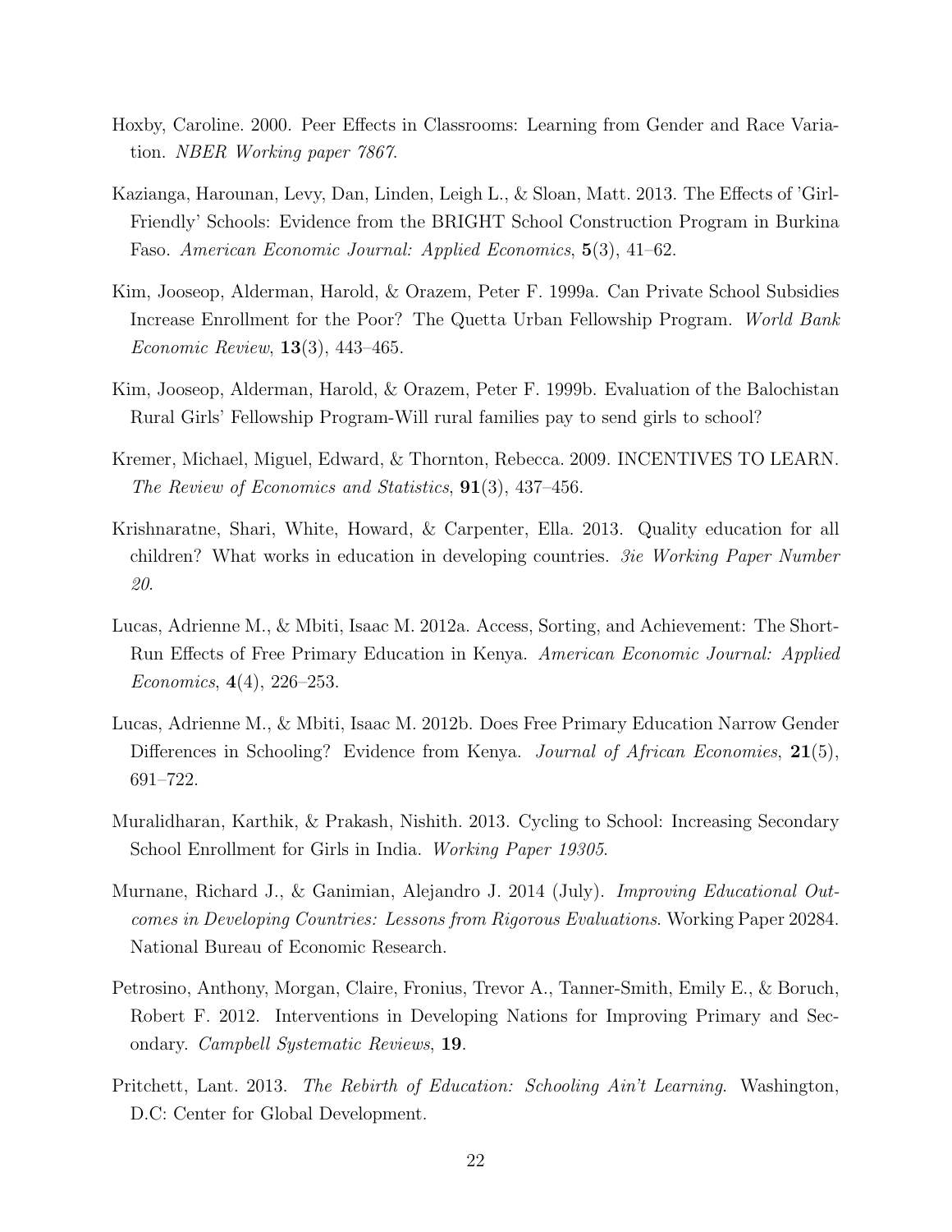Hoxby, Caroline. 2000. Peer Effects in Classrooms: Learning from Gender and Race Variation. *NBER Working paper 7867*.

Kazianga, Harounan, Levy, Dan, Linden, Leigh L., & Sloan, Matt. 2013. The Effects of 'Girl-Friendly' Schools: Evidence from the BRIGHT School Construction Program in Burkina Faso. *American Economic Journal: Applied Economics*, **5**(3), 41–62.

Kim, Jooseop, Alderman, Harold, & Orazem, Peter F. 1999a. Can Private School Subsidies Increase Enrollment for the Poor? The Quetta Urban Fellowship Program. *World Bank Economic Review*, **13**(3), 443–465.

Kim, Jooseop, Alderman, Harold, & Orazem, Peter F. 1999b. Evaluation of the Balochistan Rural Girls' Fellowship Program-Will rural families pay to send girls to school?

Kremer, Michael, Miguel, Edward, & Thornton, Rebecca. 2009. INCENTIVES TO LEARN. *The Review of Economics and Statistics*, **91**(3), 437–456.

Krishnaratne, Shari, White, Howard, & Carpenter, Ella. 2013. Quality education for all children? What works in education in developing countries. *3ie Working Paper Number 20*.

Lucas, Adrienne M., & Mbiti, Isaac M. 2012a. Access, Sorting, and Achievement: The Short-Run Effects of Free Primary Education in Kenya. *American Economic Journal: Applied Economics*, **4**(4), 226–253.

Lucas, Adrienne M., & Mbiti, Isaac M. 2012b. Does Free Primary Education Narrow Gender Differences in Schooling? Evidence from Kenya. *Journal of African Economies*, **21**(5), 691–722.

Muralidharan, Karthik, & Prakash, Nishith. 2013. Cycling to School: Increasing Secondary School Enrollment for Girls in India. *Working Paper 19305*.

Murnane, Richard J., & Ganimian, Alejandro J. 2014 (July). *Improving Educational Outcomes in Developing Countries: Lessons from Rigorous Evaluations*. Working Paper 20284. National Bureau of Economic Research.

Petrosino, Anthony, Morgan, Claire, Fronius, Trevor A., Tanner-Smith, Emily E., & Boruch, Robert F. 2012. Interventions in Developing Nations for Improving Primary and Secondary. *Campbell Systematic Reviews*, **19**.

Pritchett, Lant. 2013. *The Rebirth of Education: Schooling Ain't Learning*. Washington, D.C: Center for Global Development.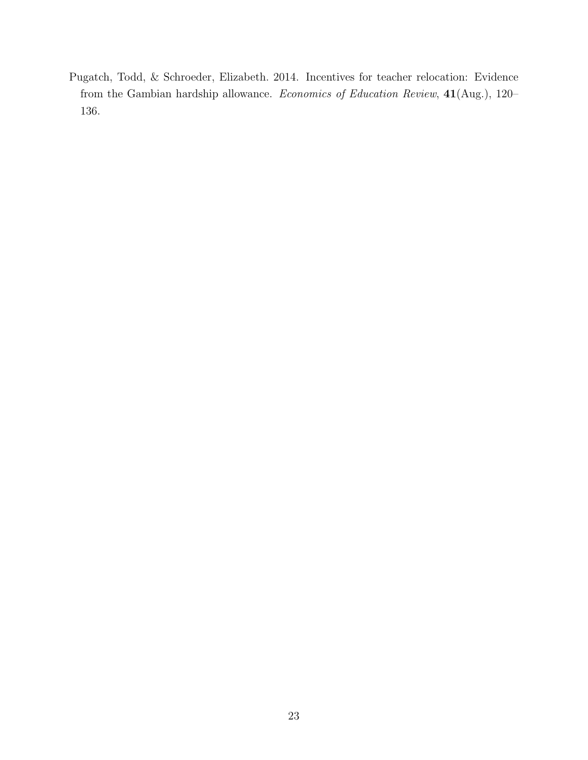Pugatch, Todd, & Schroeder, Elizabeth. 2014. Incentives for teacher relocation: Evidence from the Gambian hardship allowance. *Economics of Education Review*, **41**(Aug.), 120–136.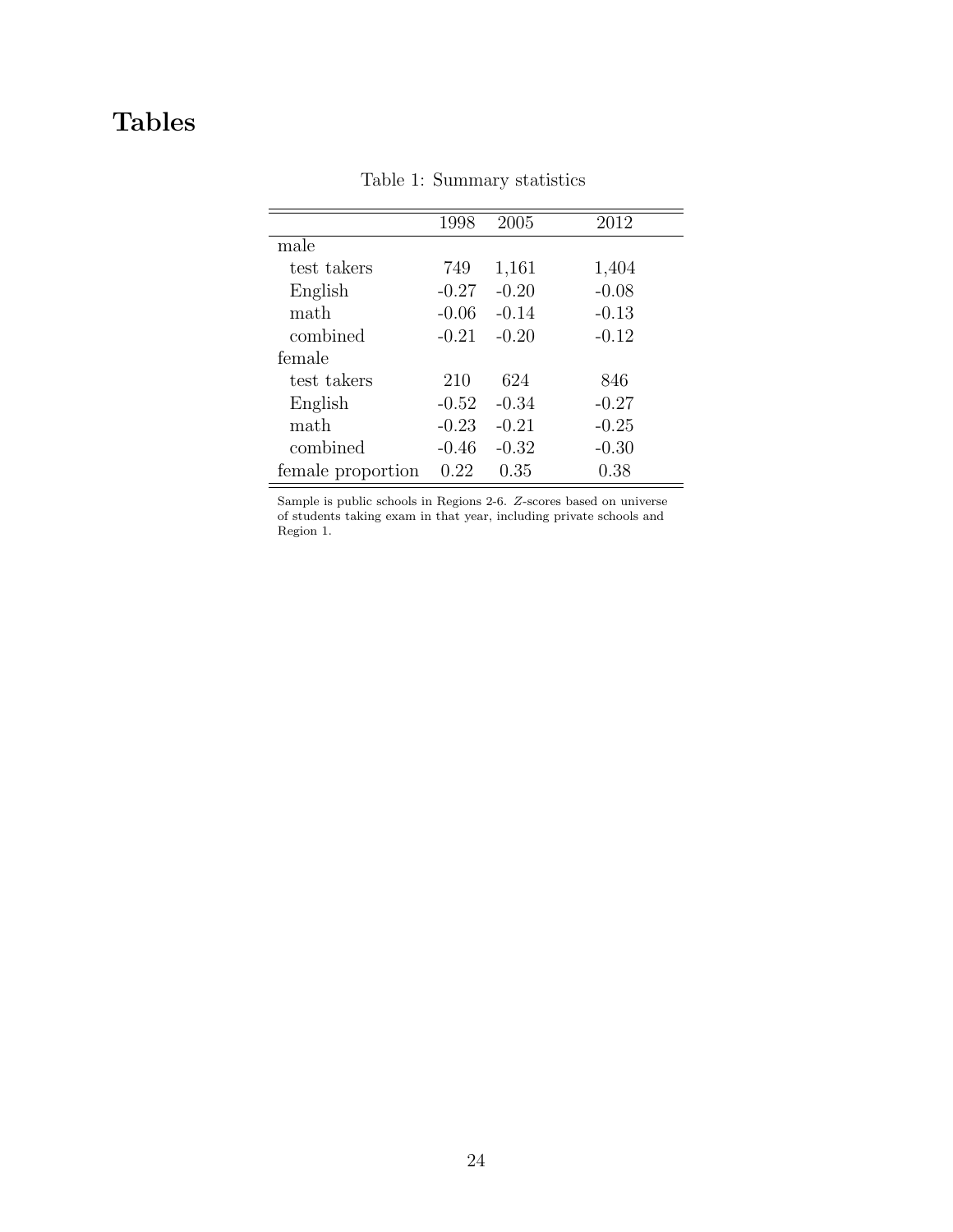# Tables

Table 1: Summary statistics

| | 1998 | 2005 | 2012 |
|---|---|---|---|
| male | | | |
| test takers | 749 | 1,161 | 1,404 |
| English | -0.27 | -0.20 | -0.08 |
| math | -0.06 | -0.14 | -0.13 |
| combined | -0.21 | -0.20 | -0.12 |
| female | | | |
| test takers | 210 | 624 | 846 |
| English | -0.52 | -0.34 | -0.27 |
| math | -0.23 | -0.21 | -0.25 |
| combined | -0.46 | -0.32 | -0.30 |
| female proportion | 0.22 | 0.35 | 0.38 |

Sample is public schools in Regions 2-6. $Z$-scores based on universe of students taking exam in that year, including private schools and Region 1.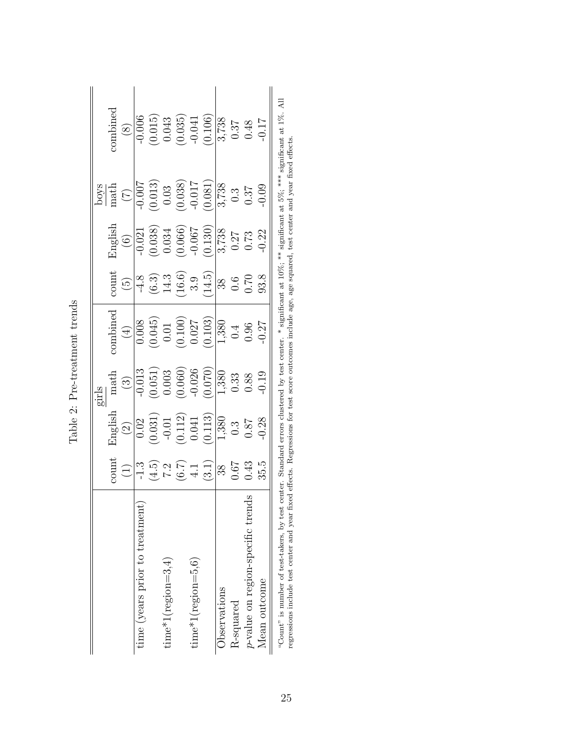Table 2: Pre-treatment trends

| | girls | | | | boys | | | |
|---|---|---|---|---|---|---|---|---|
| | count | English | math | combined | count | English | math | combined |
| | (1) | (2) | (3) | (4) | (5) | (6) | (7) | (8) |
| time (years prior to treatment) | -1.3 | 0.02 | -0.013 | 0.008 | -4.8 | -0.021 | -0.007 | -0.006 |
| | (4.5) | (0.031) | (0.051) | (0.045) | (6.3) | (0.038) | (0.013) | (0.015) |
| time*1(region=3,4) | 7.2 | -0.01 | 0.003 | 0.01 | 14.3 | 0.034 | 0.03 | 0.043 |
| | (6.7) | (0.112) | (0.060) | (0.100) | (16.6) | (0.066) | (0.038) | (0.035) |
| time*1(region=5,6) | 4.1 | 0.041 | -0.026 | 0.027 | 3.9 | -0.067 | -0.017 | -0.041 |
| | (3.1) | (0.113) | (0.070) | (0.103) | (14.5) | (0.130) | (0.081) | (0.106) |
| Observations | 38 | 1,380 | 1,380 | 1,380 | 38 | 3,738 | 3,738 | 3,738 |
| R-squared | 0.67 | 0.3 | 0.33 | 0.4 | 0.6 | 0.27 | 0.3 | 0.37 |
| *p*-value on region-specific trends | 0.43 | 0.87 | 0.88 | 0.96 | 0.70 | 0.73 | 0.37 | 0.48 |
| Mean outcome | 35.5 | -0.28 | -0.19 | -0.27 | 93.8 | -0.22 | -0.09 | -0.17 |

"Count" is number of test-takers, by test center. Standard errors clustered by test center. * significant at 10%; ** significant at 5%; *** significant at 1%. All regressions include test center and year fixed effects. Regressions for test score outcomes include age, age squared, test center and year fixed effects.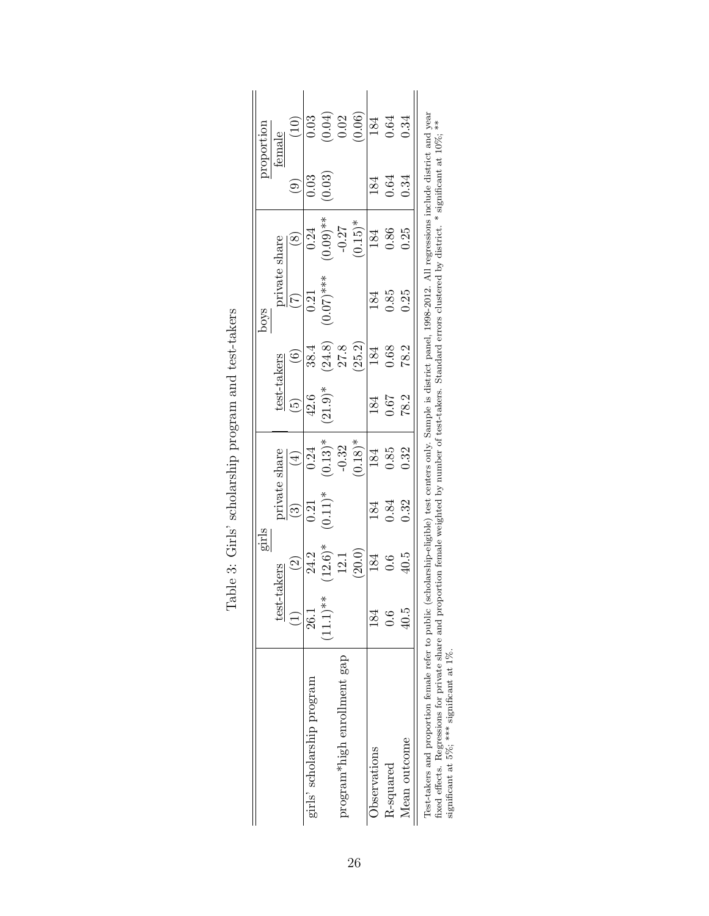Table 3: Girls' scholarship program and test-takers

| | girls | | | | boys | | | | proportion female | |
|---|---|---|---|---|---|---|---|---|---|---|
| | test-takers | | private share | | test-takers | | private share | | | |
| | (1) | (2) | (3) | (4) | (5) | (6) | (7) | (8) | (9) | (10) |
| girls' scholarship program | 26.1 | 24.2 | 0.21 | 0.24 | 42.6 | 38.4 | 0.21 | 0.24 | 0.03 | 0.03 |
| | (11.1)** | (12.6)* | (0.11)* | (0.13)* | (21.9)* | (24.8) | (0.07)*** | (0.09)** | (0.03) | (0.04) |
| program*high enrollment gap | | 12.1 | | -0.32 | | 27.8 | | -0.27 | | 0.02 |
| | | (20.0) | | (0.18)* | | (25.2) | | (0.15)* | | (0.06) |
| Observations | 184 | 184 | 184 | 184 | 184 | 184 | 184 | 184 | 184 | 184 |
| R-squared | 0.6 | 0.6 | 0.84 | 0.85 | 0.67 | 0.68 | 0.85 | 0.86 | 0.64 | 0.64 |
| Mean outcome | 40.5 | 40.5 | 0.32 | 0.32 | 78.2 | 78.2 | 0.25 | 0.25 | 0.34 | 0.34 |

Test-takers and proportion female refer to public (scholarship-eligible) test centers only. Sample is district panel, 1998-2012. All regressions include district and year fixed effects. Regressions for private share and proportion female weighted by number of test-takers. Standard errors clustered by district. * significant at 10%; ** significant at 5%; *** significant at 1%.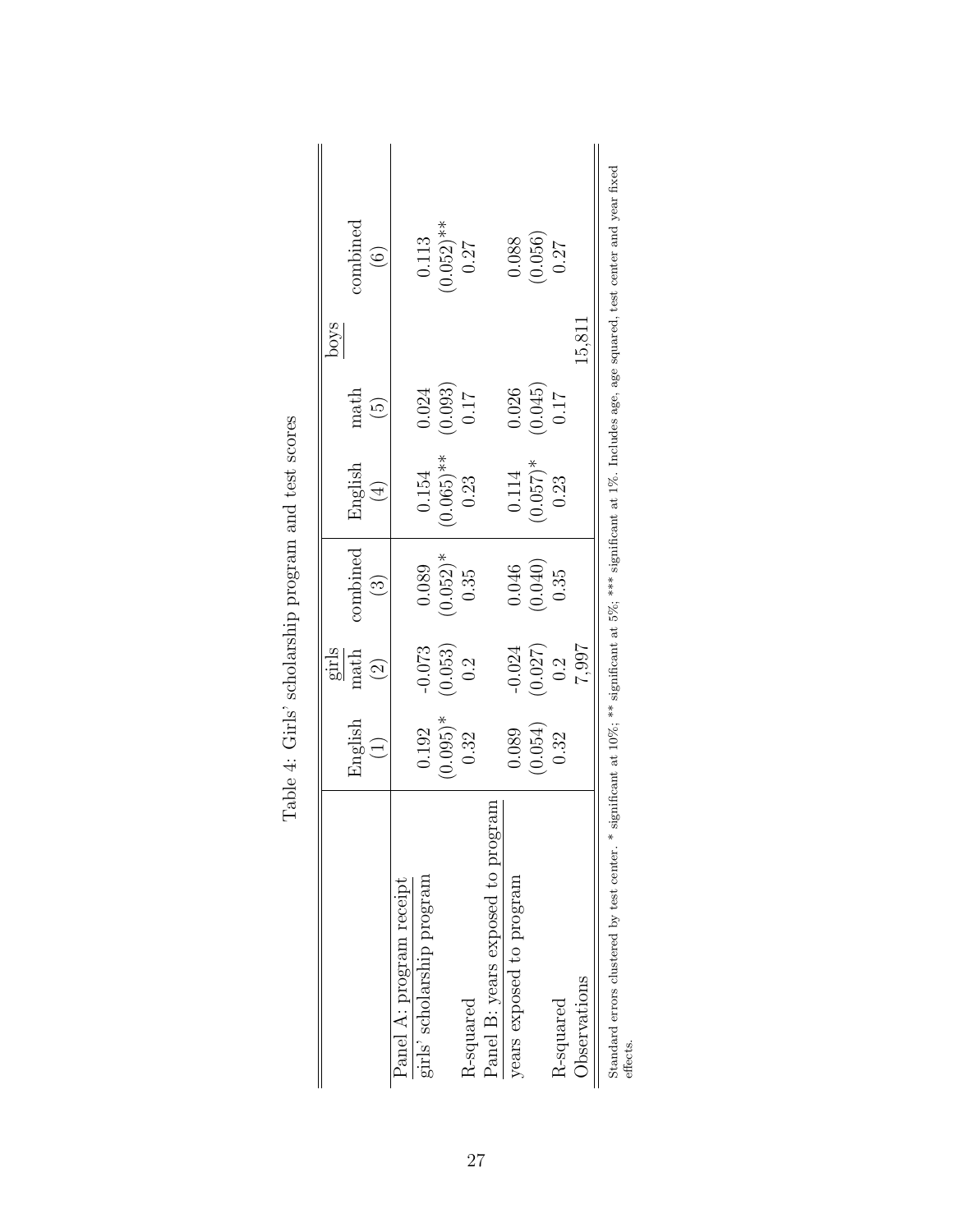Table 4: Girls' scholarship program and test scores

| | girls | | | boys | | |
|---|---|---|---|---|---|---|
| | English | math | combined | English | math | combined |
| | (1) | (2) | (3) | (4) | (5) | (6) |
| Panel A: program receipt | | | | | | |
| girls' scholarship program | 0.192 | -0.073 | 0.089 | 0.154 | 0.024 | 0.113 |
| | (0.095)* | (0.053) | (0.052)* | (0.065)** | (0.093) | (0.052)** |
| R-squared | 0.32 | 0.2 | 0.35 | 0.23 | 0.17 | 0.27 |
| Panel B: years exposed to program | | | | | | |
| years exposed to program | 0.089 | -0.024 | 0.046 | 0.114 | 0.026 | 0.088 |
| | (0.054) | (0.027) | (0.040) | (0.057)* | (0.045) | (0.056) |
| R-squared | 0.32 | 0.2 | 0.35 | 0.23 | 0.17 | 0.27 |
| Observations | | 7,997 | | | 15,811 | |

Standard errors clustered by test center. * significant at 10%; ** significant at 5%; *** significant at 1%. Includes age, age squared, test center and year fixed effects.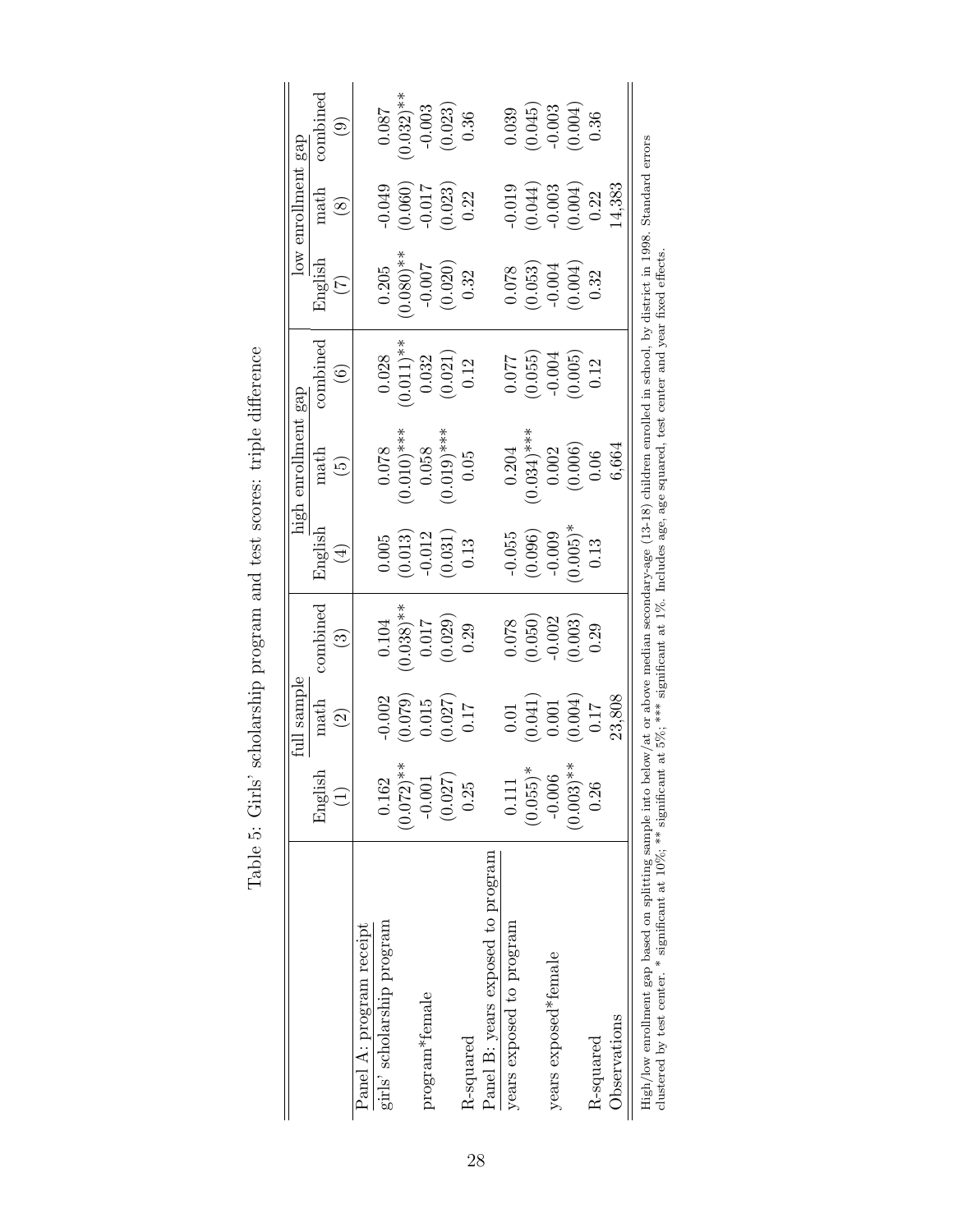Table 5: Girls' scholarship program and test scores: triple difference

| | full sample | | | high enrollment gap | | | low enrollment gap | | |
|---|---|---|---|---|---|---|---|---|---|
| | English | math | combined | English | math | combined | English | math | combined |
| | (1) | (2) | (3) | (4) | (5) | (6) | (7) | (8) | (9) |
| Panel A: program receipt | | | | | | | | | |
| girls' scholarship program | 0.162 | -0.002 | 0.104 | 0.005 | 0.078 | 0.028 | 0.205 | -0.049 | 0.087 |
| | (0.072)** | (0.079) | (0.038)** | (0.013) | (0.010)*** | (0.011)** | (0.080)** | (0.060) | (0.032)** |
| program*female | -0.001 | 0.015 | 0.017 | -0.012 | 0.058 | 0.032 | -0.007 | -0.017 | -0.003 |
| | (0.027) | (0.027) | (0.029) | (0.031) | (0.019)*** | (0.021) | (0.020) | (0.023) | (0.023) |
| R-squared | 0.25 | 0.17 | 0.29 | 0.13 | 0.05 | 0.12 | 0.32 | 0.22 | 0.36 |
| Panel B: years exposed to program | | | | | | | | | |
| years exposed to program | 0.111 | 0.01 | 0.078 | -0.055 | 0.204 | 0.077 | 0.078 | -0.019 | 0.039 |
| | (0.055)* | (0.041) | (0.050) | (0.096) | (0.034)*** | (0.055) | (0.053) | (0.044) | (0.045) |
| years exposed*female | -0.006 | 0.001 | -0.002 | -0.009 | 0.002 | -0.004 | -0.004 | -0.003 | -0.003 |
| | (0.003)** | (0.004) | (0.003) | (0.005)* | (0.006) | (0.005) | (0.004) | (0.004) | (0.004) |
| R-squared | 0.26 | 0.17 | 0.29 | 0.13 | 0.06 | 0.12 | 0.32 | 0.22 | 0.36 |
| Observations | | 23,808 | | | 6,664 | | | 14,383 | |

High/low enrollment gap based on splitting sample into below/at or above median secondary-age (13-18) children enrolled in school, by district in 1998. Standard errors clustered by test center. * significant at 10%; ** significant at 5%; *** significant at 1%. Includes age, age squared, test center and year fixed effects.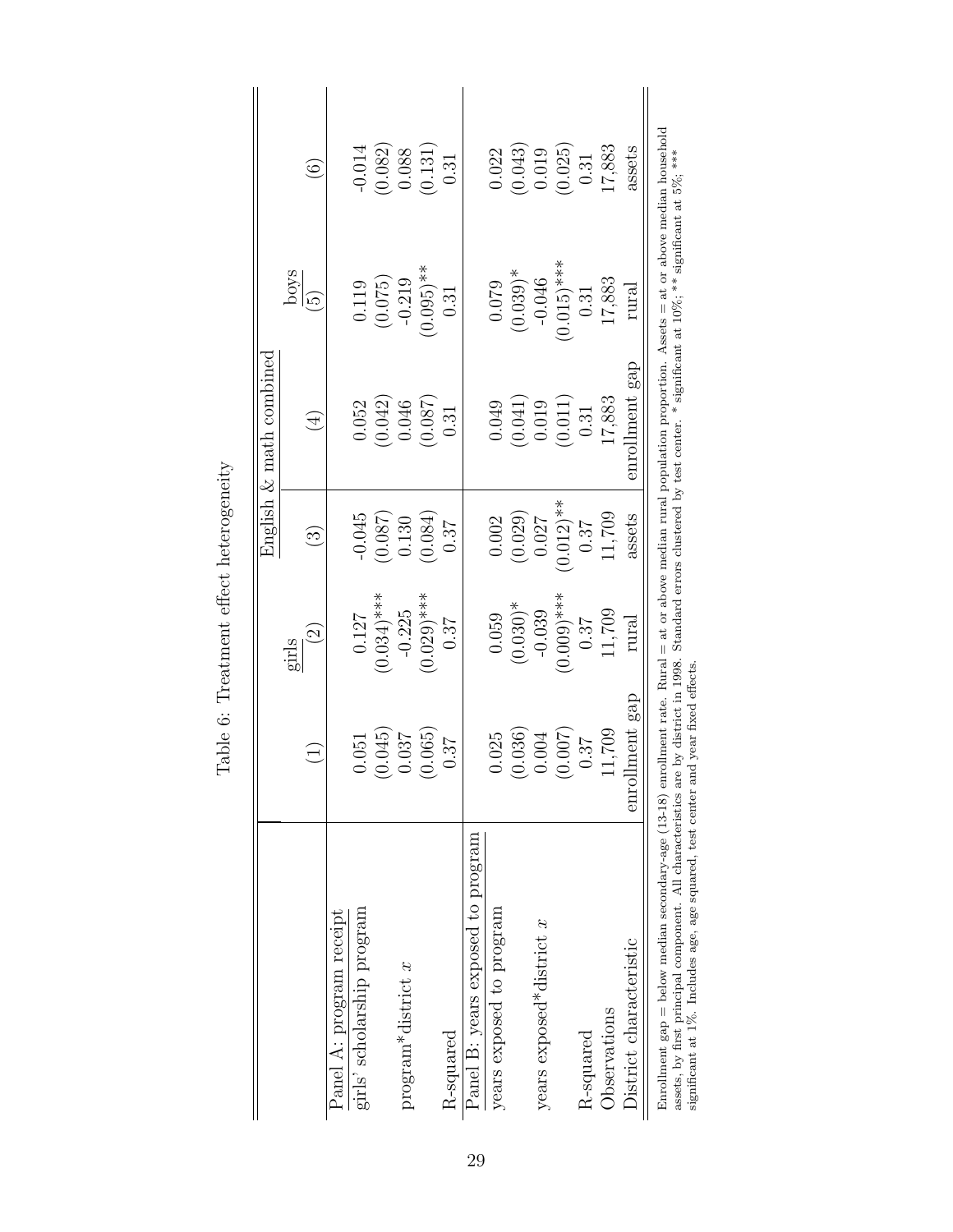Table 6: Treatment effect heterogeneity

| | | | English & math combined | | | |
|---|---|---|---|---|---|---|
| | girls | | | boys | | |
| | (1) | (2) | (3) | (4) | (5) | (6) |
| Panel A: program receipt | | | | | | |
| girls' scholarship program | 0.051 | 0.127 | -0.045 | 0.052 | 0.119 | -0.014 |
| | (0.045) | (0.034)*** | (0.087) | (0.042) | (0.075) | (0.082) |
| program*district $x$ | 0.037 | -0.225 | 0.130 | 0.046 | -0.219 | 0.088 |
| | (0.065) | (0.029)*** | (0.084) | (0.087) | (0.095)** | (0.131) |
| R-squared | 0.37 | 0.37 | 0.37 | 0.31 | 0.31 | 0.31 |
| Panel B: years exposed to program | | | | | | |
| years exposed to program | 0.025 | 0.059 | 0.002 | 0.049 | 0.079 | 0.022 |
| | (0.036) | (0.030)* | (0.029) | (0.041) | (0.039)* | (0.043) |
| years exposed*district $x$ | 0.004 | -0.039 | 0.027 | 0.019 | -0.046 | 0.019 |
| | (0.007) | (0.009)*** | (0.012)** | (0.011) | (0.015)*** | (0.025) |
| R-squared | 0.37 | 0.37 | 0.37 | 0.31 | 0.31 | 0.31 |
| Observations | 11,709 | 11,709 | 11,709 | 17,883 | 17,883 | 17,883 |
| District characteristic | enrollment gap | rural | assets | enrollment gap | rural | assets |

Enrollment gap = below median secondary-age (13-18) enrollment rate. Rural = at or above median rural population proportion. Assets = at or above median household assets, by first principal component. All characteristics are by district in 1998. Standard errors clustered by test center. * significant at 10%; ** significant at 5%; *** significant at 1%. Includes age, age squared, test center and year fixed effects.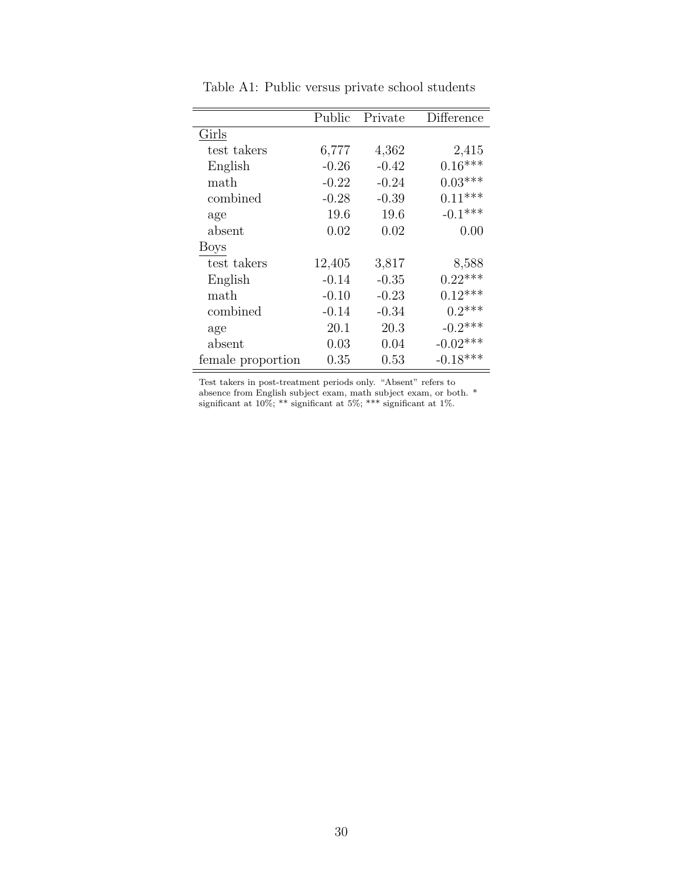Table A1: Public versus private school students

| | Public | Private | Difference |
|---|---|---|---|
| Girls | | | |
| test takers | 6,777 | 4,362 | 2,415 |
| English | -0.26 | -0.42 | 0.16*** |
| math | -0.22 | -0.24 | 0.03*** |
| combined | -0.28 | -0.39 | 0.11*** |
| age | 19.6 | 19.6 | -0.1*** |
| absent | 0.02 | 0.02 | 0.00 |
| Boys | | | |
| test takers | 12,405 | 3,817 | 8,588 |
| English | -0.14 | -0.35 | 0.22*** |
| math | -0.10 | -0.23 | 0.12*** |
| combined | -0.14 | -0.34 | 0.2*** |
| age | 20.1 | 20.3 | -0.2*** |
| absent | 0.03 | 0.04 | -0.02*** |
| female proportion | 0.35 | 0.53 | -0.18*** |

Test takers in post-treatment periods only. "Absent" refers to absence from English subject exam, math subject exam, or both. * significant at 10%; ** significant at 5%; *** significant at 1%.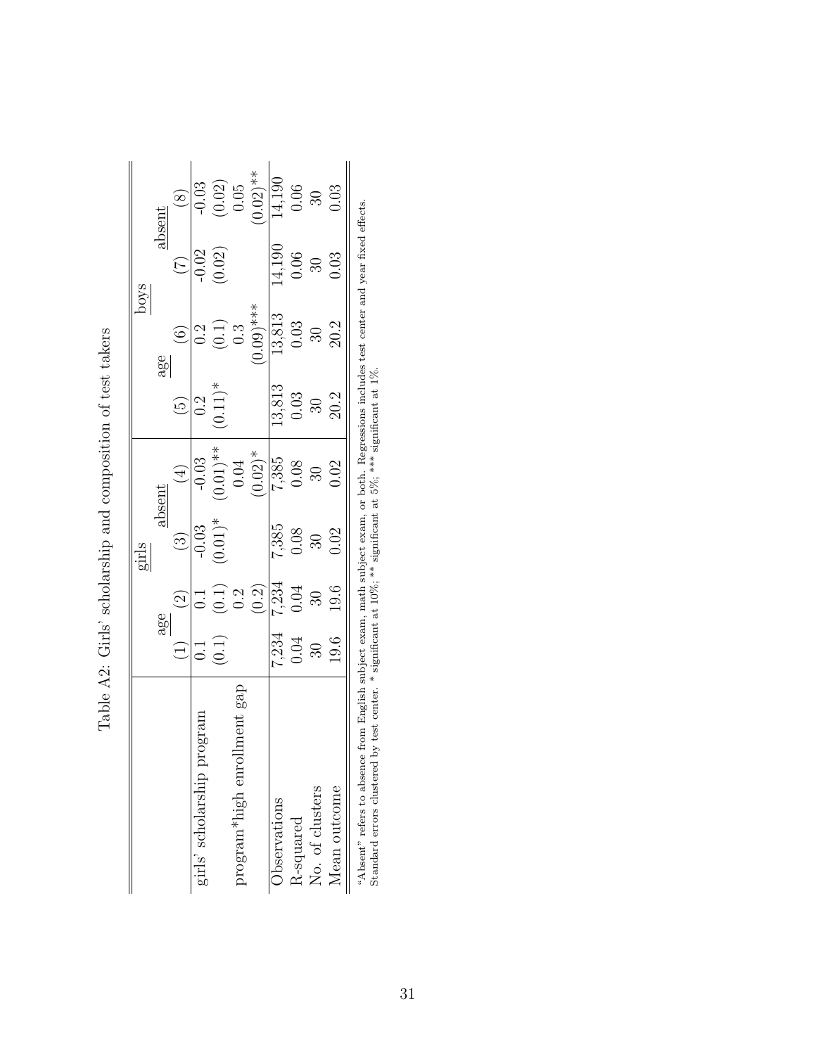Table A2: Girls' scholarship and composition of test takers

| | girls | | | | boys | | | |
|---|---|---|---|---|---|---|---|---|
| | age | | absent | | age | | absent | |
| | (1) | (2) | (3) | (4) | (5) | (6) | (7) | (8) |
| girls' scholarship program | 0.1 | 0.1 | -0.03 | -0.03 | 0.2 | 0.2 | -0.02 | -0.03 |
| | (0.1) | (0.1) | (0.01)* | (0.01)** | (0.11)* | (0.1) | (0.02) | (0.02) |
| program*high enrollment gap | | 0.2 | | 0.04 | | 0.3 | | 0.05 |
| | | (0.2) | | (0.02)* | | (0.09)*** | | (0.02)** |
| Observations | 7,234 | 7,234 | 7,385 | 7,385 | 13,813 | 13,813 | 14,190 | 14,190 |
| R-squared | 0.04 | 0.04 | 0.08 | 0.08 | 0.03 | 0.03 | 0.06 | 0.06 |
| No. of clusters | 30 | 30 | 30 | 30 | 30 | 30 | 30 | 30 |
| Mean outcome | 19.6 | 19.6 | 0.02 | 0.02 | 20.2 | 20.2 | 0.03 | 0.03 |

"Absent" refers to absence from English subject exam, math subject exam, or both. Regressions includes test center and year fixed effects. Standard errors clustered by test center. * significant at 10%; ** significant at 5%; *** significant at 1%.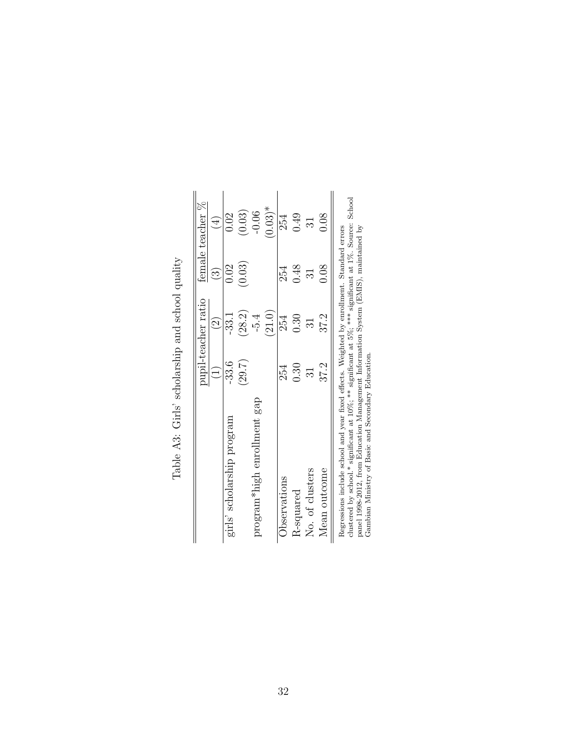Table A3: Girls' scholarship and school quality

| | pupil-teacher ratio | | female teacher % | |
|---|---|---|---|---|
| | (1) | (2) | (3) | (4) |
| girls' scholarship program | -33.6 | -33.1 | 0.02 | 0.02 |
| | (29.7) | (28.2) | (0.03) | (0.03) |
| program*high enrollment gap | | -5.4 | | -0.06 |
| | | (21.0) | | (0.03)* |
| Observations | 254 | 254 | 254 | 254 |
| R-squared | 0.30 | 0.30 | 0.48 | 0.49 |
| No. of clusters | 31 | 31 | 31 | 31 |
| Mean outcome | 37.2 | 37.2 | 0.08 | 0.08 |

Regressions include school and year fixed effects. Weighted by enrollment. Standard errors clustered by school.* significant at 10%; ** significant at 5%; *** significant at 1%. Source: School panel 1998-2012, from Education Management Information System (EMIS), maintained by Gambian Ministry of Basic and Secondary Education.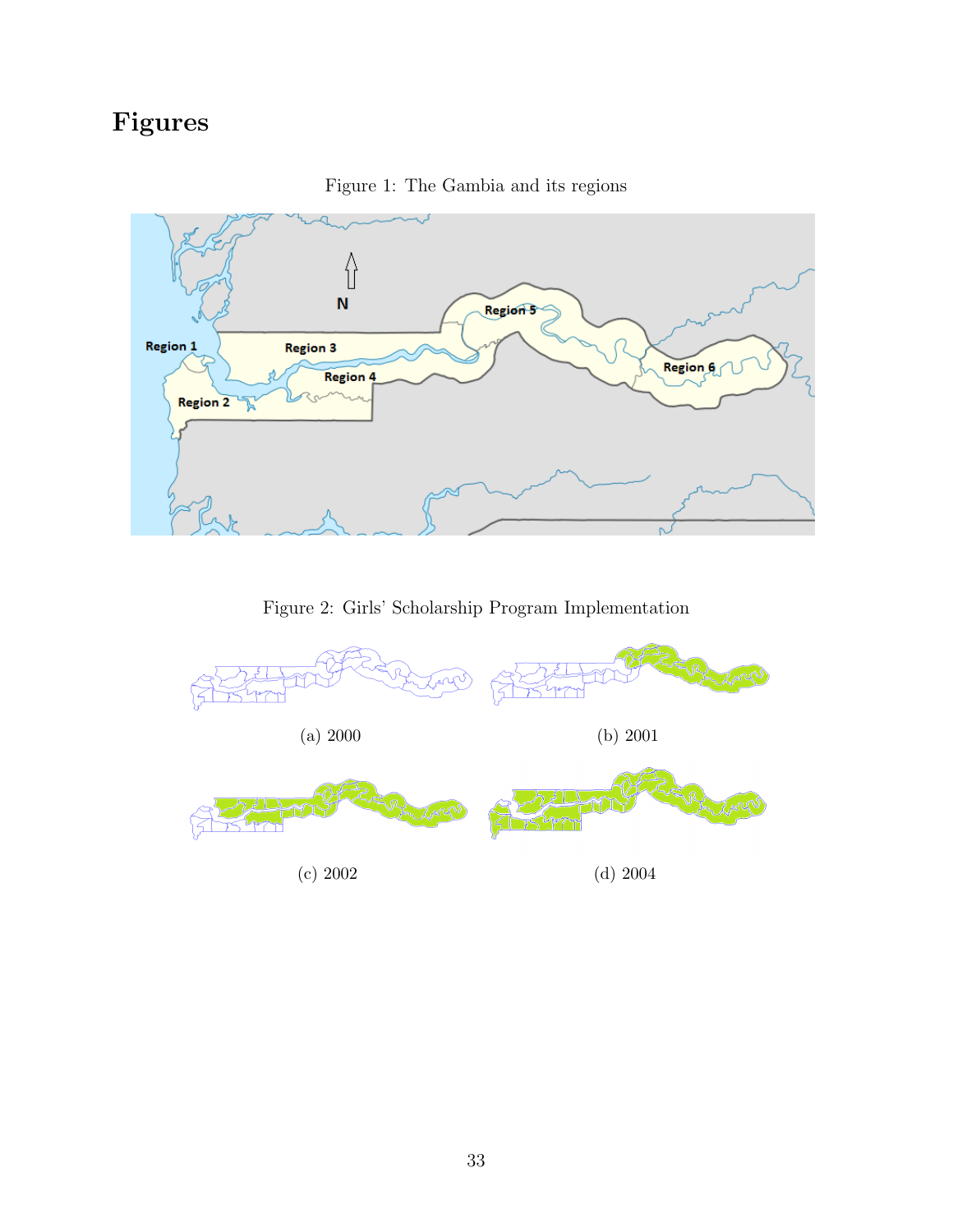# Figures

Figure 1: The Gambia and its regions

Figure 2: Girls' Scholarship Program Implementation

(a) 2000

(b) 2001

(c) 2002

(d) 2004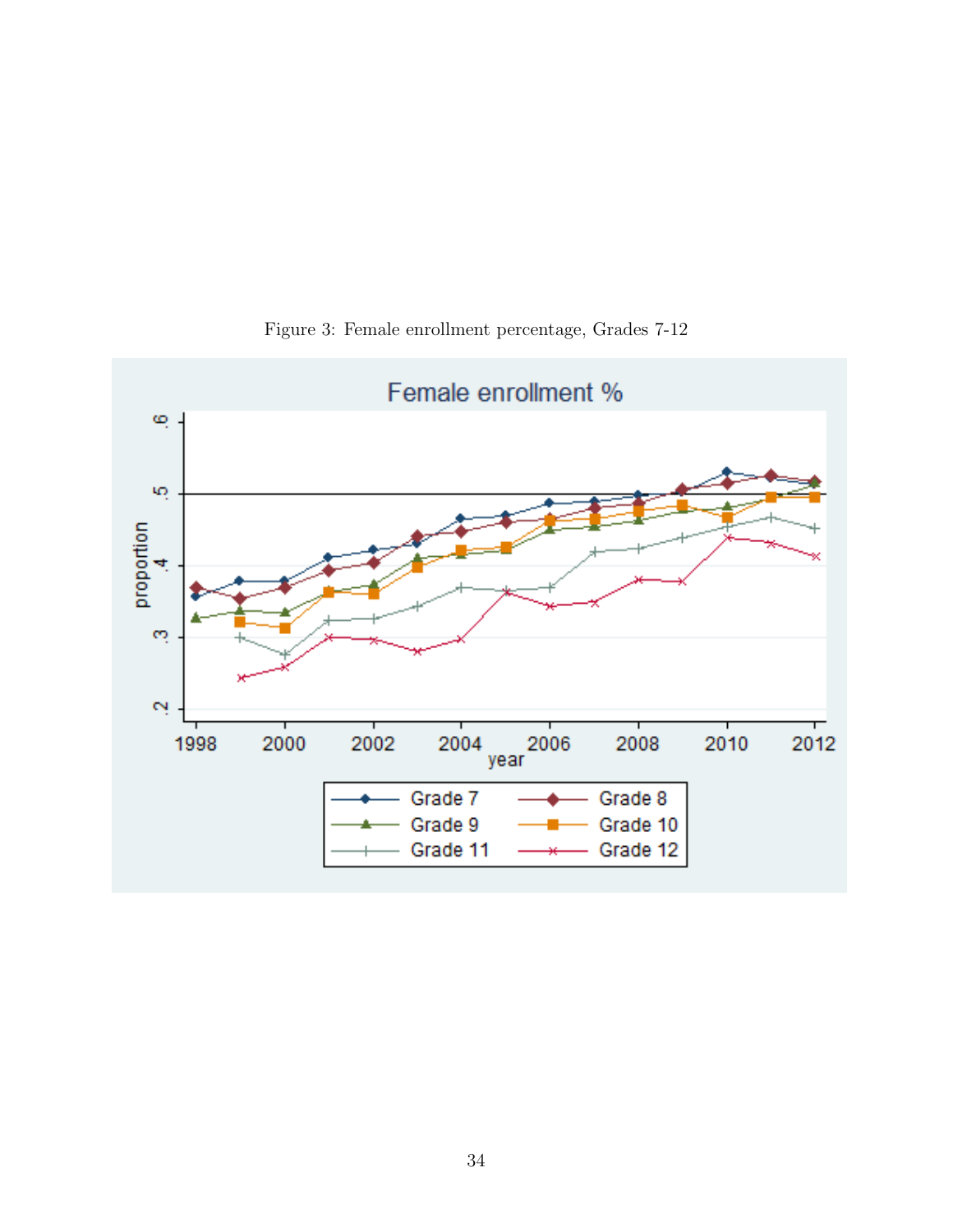Figure 3: Female enrollment percentage, Grades 7-12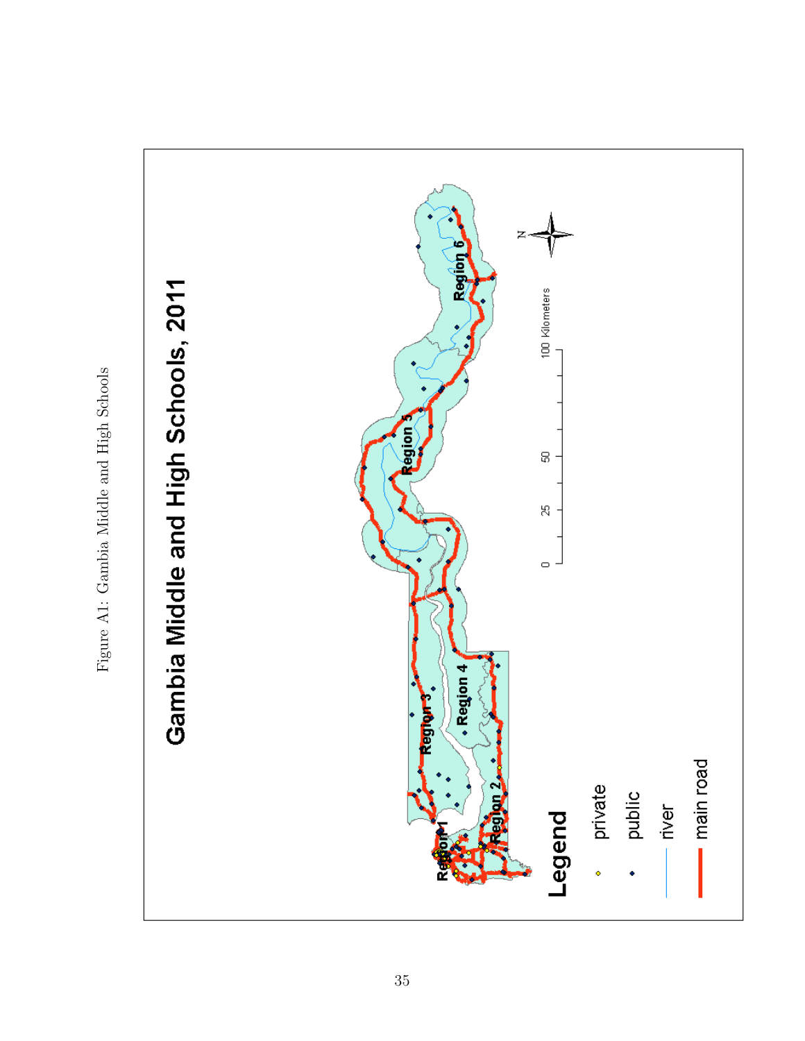Figure A1: Gambia Middle and High Schools

Gambia Middle and High Schools, 2011

Region 1

Region 2

Region 3

Region 4

Region 5

Region 6

0 25 50 100 Kilometers

N

Legend

- private
- public
- river
- main road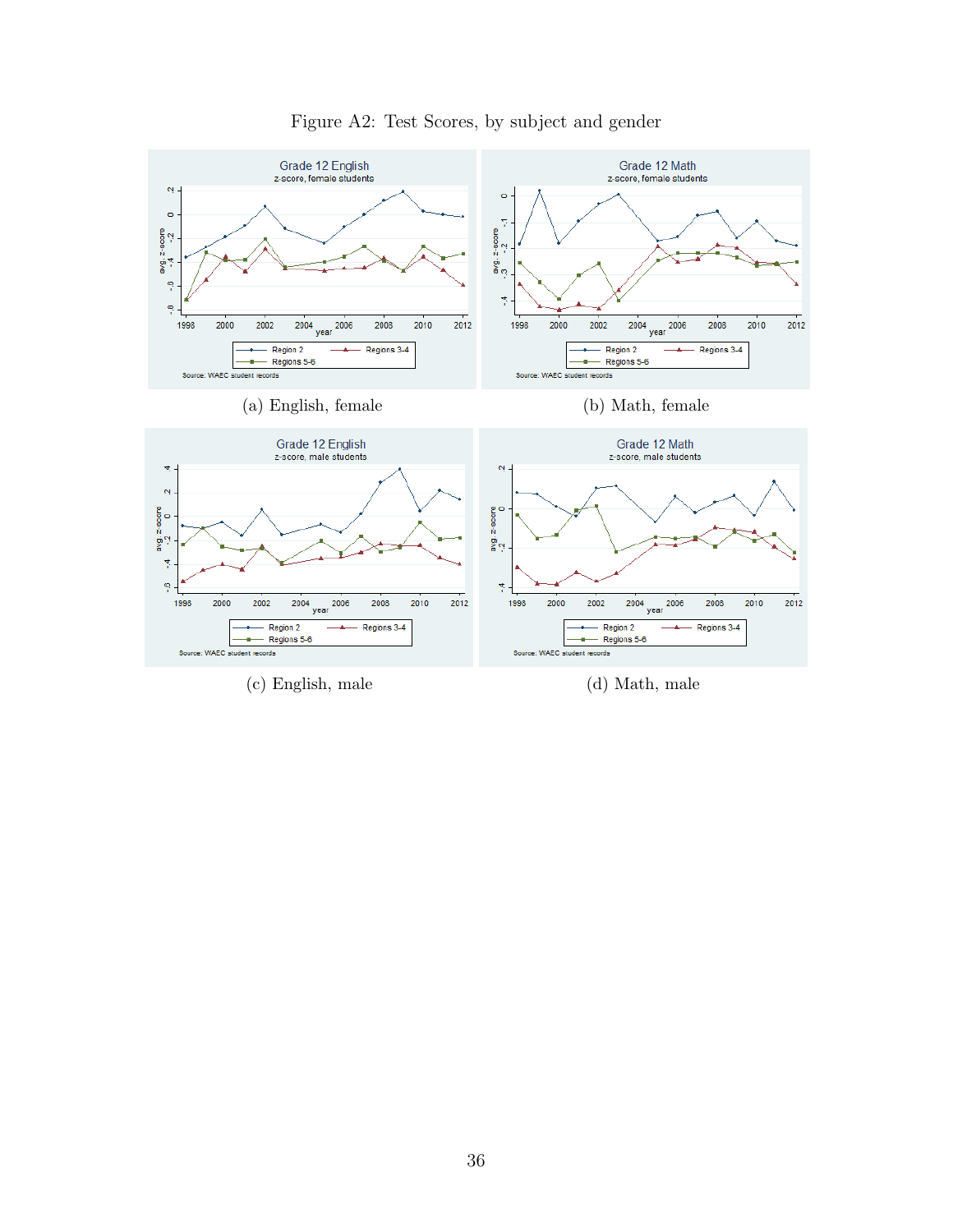Figure A2: Test Scores, by subject and gender

Grade 12 English
z-score, female students
avg. z-score
.2
0
-.2
-.4
-.6
-.8
1998 2000 2002 2004 2006 2008 2010 2012
year
Region 2
Regions 3-4
Regions 5-6
Source: WAEC student records

(a) English, female

Grade 12 Math
z-score, female students
avg. z-score
0
-.1
-.2
-.3
-.4
1998 2000 2002 2004 2006 2008 2010 2012
year
Region 2
Regions 3-4
Regions 5-6
Source: WAEC student records

(b) Math, female

Grade 12 English
z-score, male students
avg. z-score
.4
.2
0
-.2
-.4
-.6
1998 2000 2002 2004 2006 2008 2010 2012
year
Region 2
Regions 3-4
Regions 5-6
Source: WAEC student records

(c) English, male

Grade 12 Math
z-score, male students
avg. z-score
.2
0
-.2
-.4
1998 2000 2002 2004 2006 2008 2010 2012
year
Region 2
Regions 3-4
Regions 5-6
Source: WAEC student records

(d) Math, male